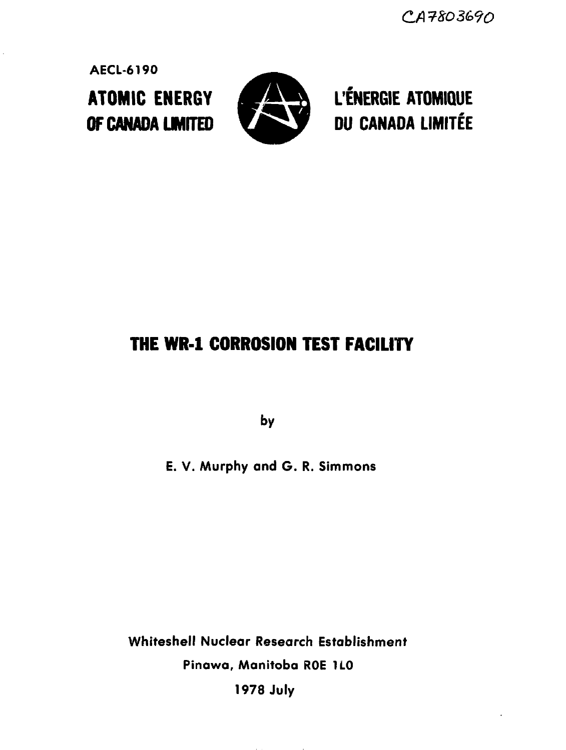CA7803690

AECL-6190

**ATOMIC ENERGY OF CANADA LIMITED**

**L'ÉNERGIE ATOMIQUE DU CANADA LIMITÉE**

# THE WR-1 CORROSION TEST FACILITY

by

E. V. Murphy and G. R. Simmons

Whiteshell Nuclear Research Establishment

Pinawa, Manitoba R0E 1L0

1978 July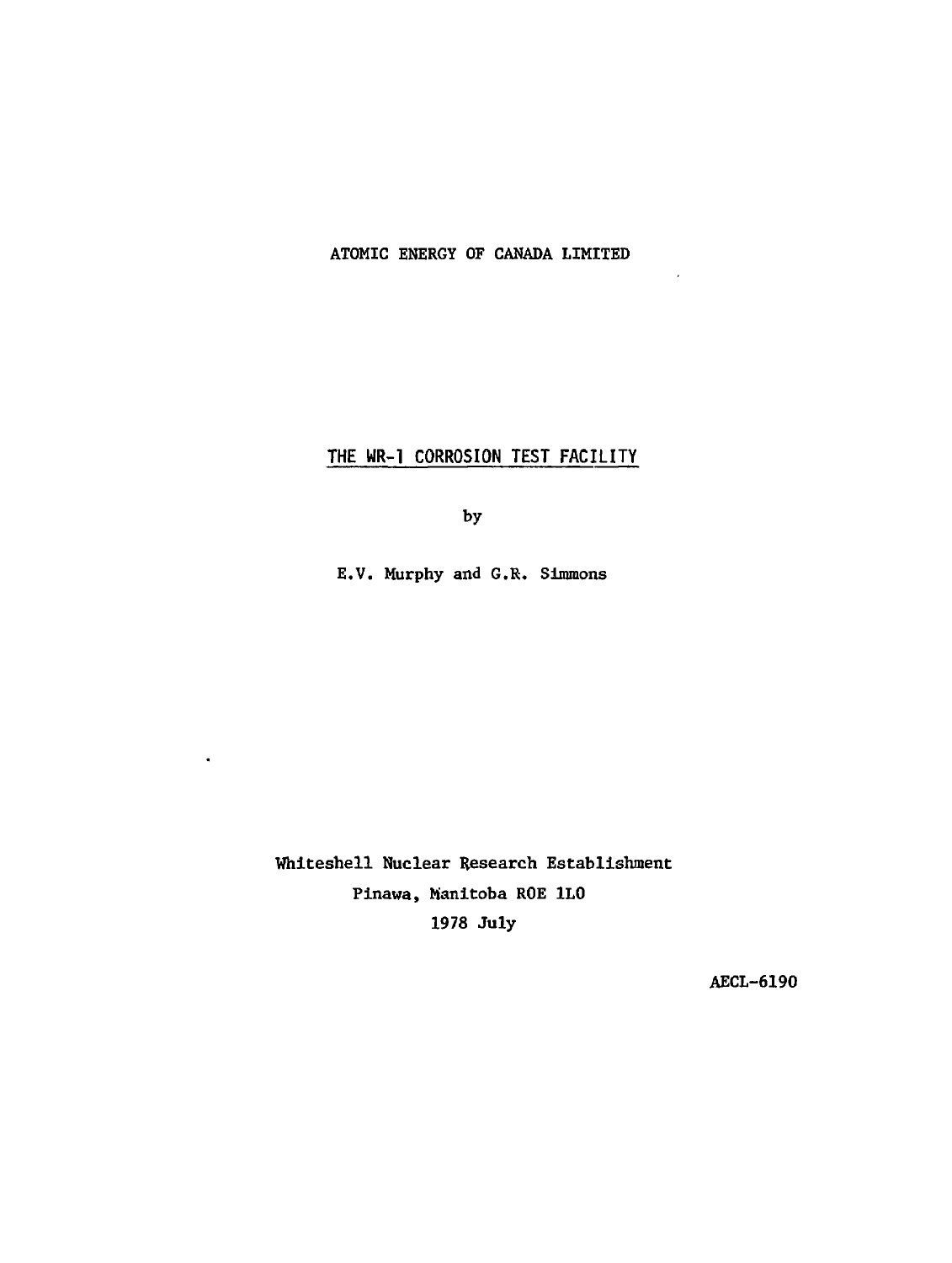ATOMIC ENERGY OF CANADA LIMITED

# THE WR-1 CORROSION TEST FACILITY

by

E.V. Murphy and G.R. Simmons

Whiteshell Nuclear Research Establishment
Pinawa, Manitoba R0E 1L0
1978 July

AECL-6190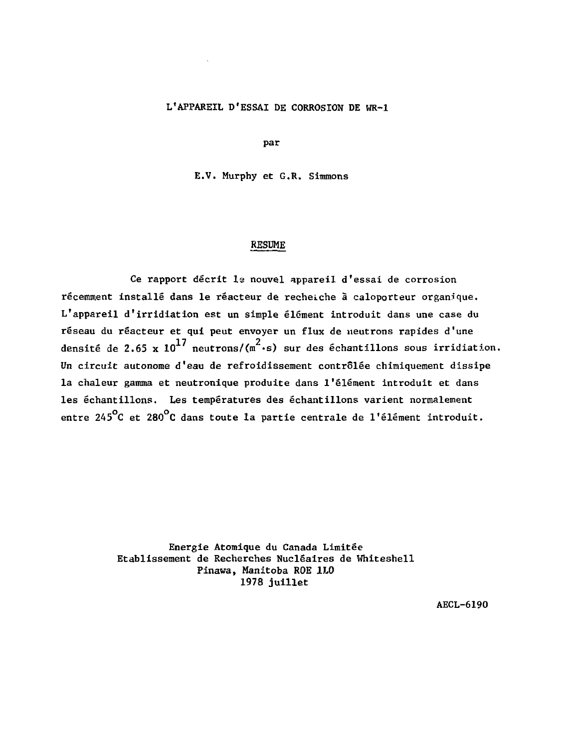# L'APPAREIL D'ESSAI DE CORROSION DE WR-1

par

E.V. Murphy et G.R. Simmons

## RESUME

Ce rapport décrit le nouvel appareil d'essai de corrosion récemment installé dans le réacteur de recherche à caloporteur organique. L'appareil d'irridiation est un simple élément introduit dans une case du réseau du réacteur et qui peut envoyer un flux de neutrons rapides d'une densité de $2.65 \times 10^{17}$ neutrons/($m^2 \cdot s$) sur des échantillons sous irridiation. Un circuit autonome d'eau de refroidissement contrôlée chimiquement dissipe la chaleur gamma et neutronique produite dans l'élément introduit et dans les échantillons. Les températures des échantillons varient normalement entre 245°C et 280°C dans toute la partie centrale de l'élément introduit.

Energie Atomique du Canada Limitée
Etablissement de Recherches Nucléaires de Whiteshell
Pinawa, Manitoba R0E 1L0
1978 juillet

AECL-6190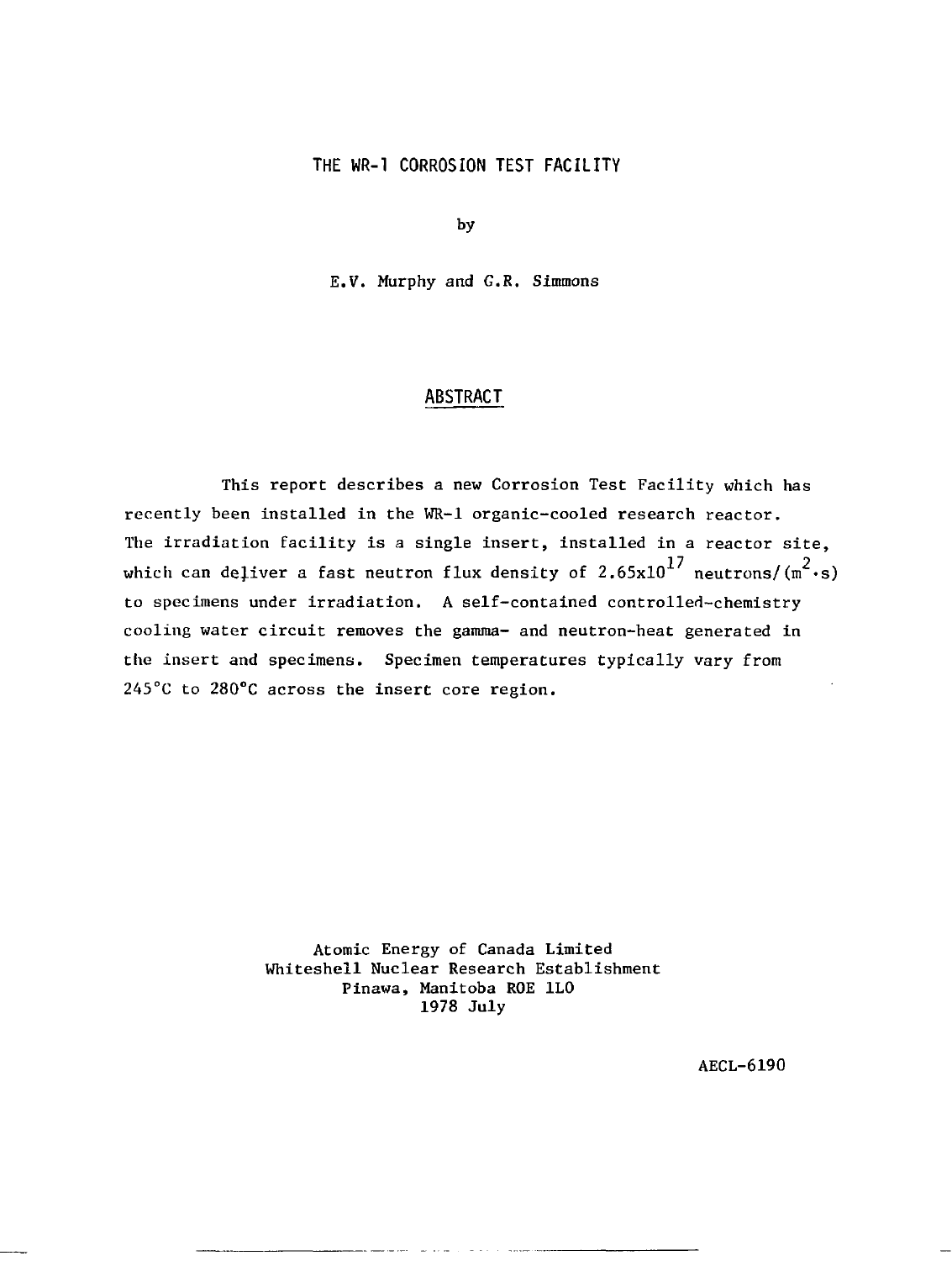# THE WR-1 CORROSION TEST FACILITY

by

E.V. Murphy and G.R. Simmons

## ABSTRACT

This report describes a new Corrosion Test Facility which has recently been installed in the WR-1 organic-cooled research reactor. The irradiation facility is a single insert, installed in a reactor site, which can deliver a fast neutron flux density of $2.65 \times 10^{17}$ neutrons/($m^2 \cdot s$) to specimens under irradiation. A self-contained controlled-chemistry cooling water circuit removes the gamma- and neutron-heat generated in the insert and specimens. Specimen temperatures typically vary from 245°C to 280°C across the insert core region.

Atomic Energy of Canada Limited
Whiteshell Nuclear Research Establishment
Pinawa, Manitoba R0E 1L0
1978 July

AECL-6190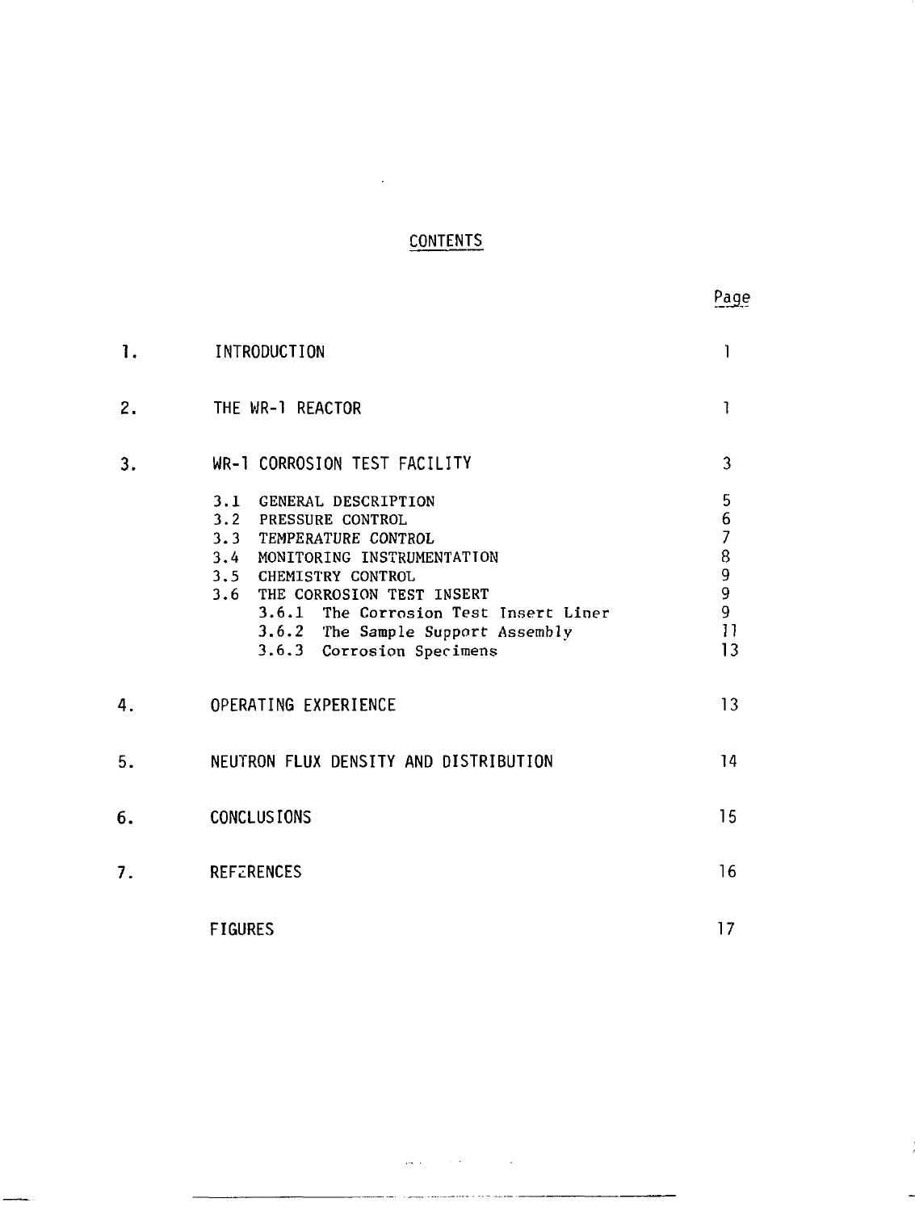# CONTENTS

| | | Page |
|---|---|---|
| 1. | INTRODUCTION | 1 |
| 2. | THE WR-1 REACTOR | 1 |
| 3. | WR-1 CORROSION TEST FACILITY | 3 |
| | 3.1 GENERAL DESCRIPTION | 5 |
| | 3.2 PRESSURE CONTROL | 6 |
| | 3.3 TEMPERATURE CONTROL | 7 |
| | 3.4 MONITORING INSTRUMENTATION | 8 |
| | 3.5 CHEMISTRY CONTROL | 9 |
| | 3.6 THE CORROSION TEST INSERT | 9 |
| | 3.6.1 The Corrosion Test Insert Liner | 9 |
| | 3.6.2 The Sample Support Assembly | 11 |
| | 3.6.3 Corrosion Specimens | 13 |
| 4. | OPERATING EXPERIENCE | 13 |
| 5. | NEUTRON FLUX DENSITY AND DISTRIBUTION | 14 |
| 6. | CONCLUSIONS | 15 |
| 7. | REFERENCES | 16 |
| | FIGURES | 17 |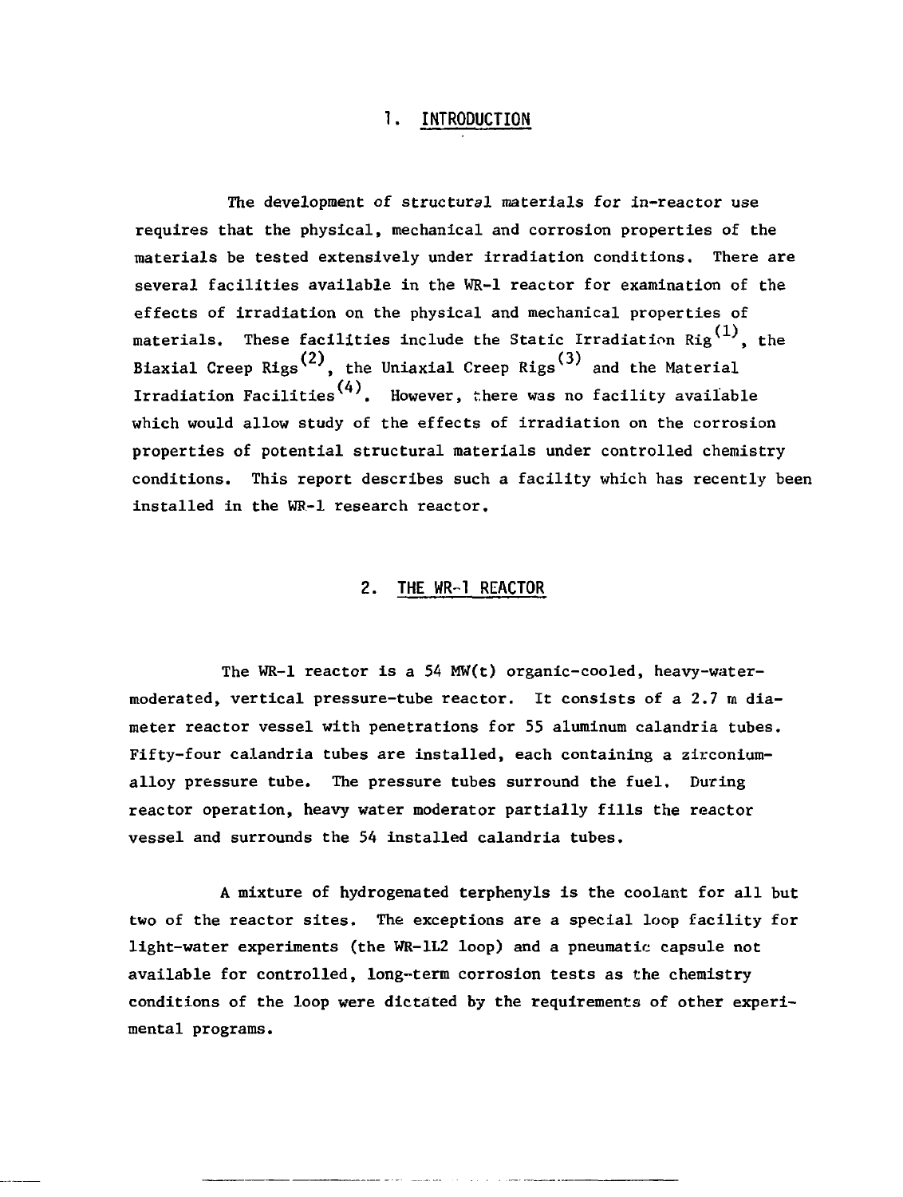# 1. INTRODUCTION

The development of structural materials for in-reactor use requires that the physical, mechanical and corrosion properties of the materials be tested extensively under irradiation conditions. There are several facilities available in the WR-1 reactor for examination of the effects of irradiation on the physical and mechanical properties of materials. These facilities include the Static Irradiation Rig(1), the Biaxial Creep Rigs(2), the Uniaxial Creep Rigs(3) and the Material Irradiation Facilities(4). However, there was no facility available which would allow study of the effects of irradiation on the corrosion properties of potential structural materials under controlled chemistry conditions. This report describes such a facility which has recently been installed in the WR-1 research reactor.

# 2. THE WR-1 REACTOR

The WR-1 reactor is a 54 MW(t) organic-cooled, heavy-water-moderated, vertical pressure-tube reactor. It consists of a 2.7 m diameter reactor vessel with penetrations for 55 aluminum calandria tubes. Fifty-four calandria tubes are installed, each containing a zirconium-alloy pressure tube. The pressure tubes surround the fuel. During reactor operation, heavy water moderator partially fills the reactor vessel and surrounds the 54 installed calandria tubes.

A mixture of hydrogenated terphenyls is the coolant for all but two of the reactor sites. The exceptions are a special loop facility for light-water experiments (the WR-1L2 loop) and a pneumatic capsule not available for controlled, long-term corrosion tests as the chemistry conditions of the loop were dictated by the requirements of other experimental programs.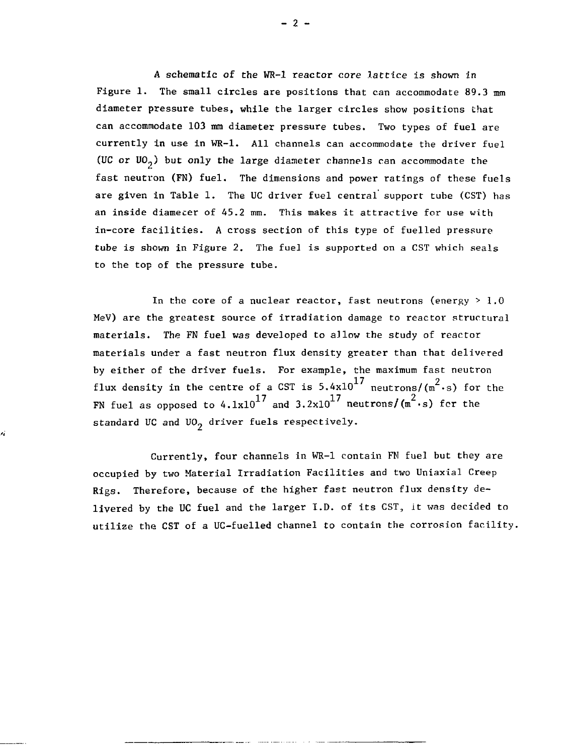A schematic of the WR-1 reactor core lattice is shown in Figure 1. The small circles are positions that can accommodate 89.3 mm diameter pressure tubes, while the larger circles show positions that can accommodate 103 mm diameter pressure tubes. Two types of fuel are currently in use in WR-1. All channels can accommodate the driver fuel (UC or $UO_2$) but only the large diameter channels can accommodate the fast neutron (FN) fuel. The dimensions and power ratings of these fuels are given in Table 1. The UC driver fuel central support tube (CST) has an inside diameter of 45.2 mm. This makes it attractive for use with in-core facilities. A cross section of this type of fuelled pressure tube is shown in Figure 2. The fuel is supported on a CST which seals to the top of the pressure tube.

In the core of a nuclear reactor, fast neutrons (energy > 1.0 MeV) are the greatest source of irradiation damage to reactor structural materials. The FN fuel was developed to allow the study of reactor materials under a fast neutron flux density greater than that delivered by either of the driver fuels. For example, the maximum fast neutron flux density in the centre of a CST is $5.4 \times 10^{17}$ neutrons/($m^2 \cdot s$) for the FN fuel as opposed to $4.1 \times 10^{17}$ and $3.2 \times 10^{17}$ neutrons/($m^2 \cdot s$) for the standard UC and $UO_2$ driver fuels respectively.

Currently, four channels in WR-1 contain FN fuel but they are occupied by two Material Irradiation Facilities and two Uniaxial Creep Rigs. Therefore, because of the higher fast neutron flux density delivered by the UC fuel and the larger I.D. of its CST, it was decided to utilize the CST of a UC-fuelled channel to contain the corrosion facility.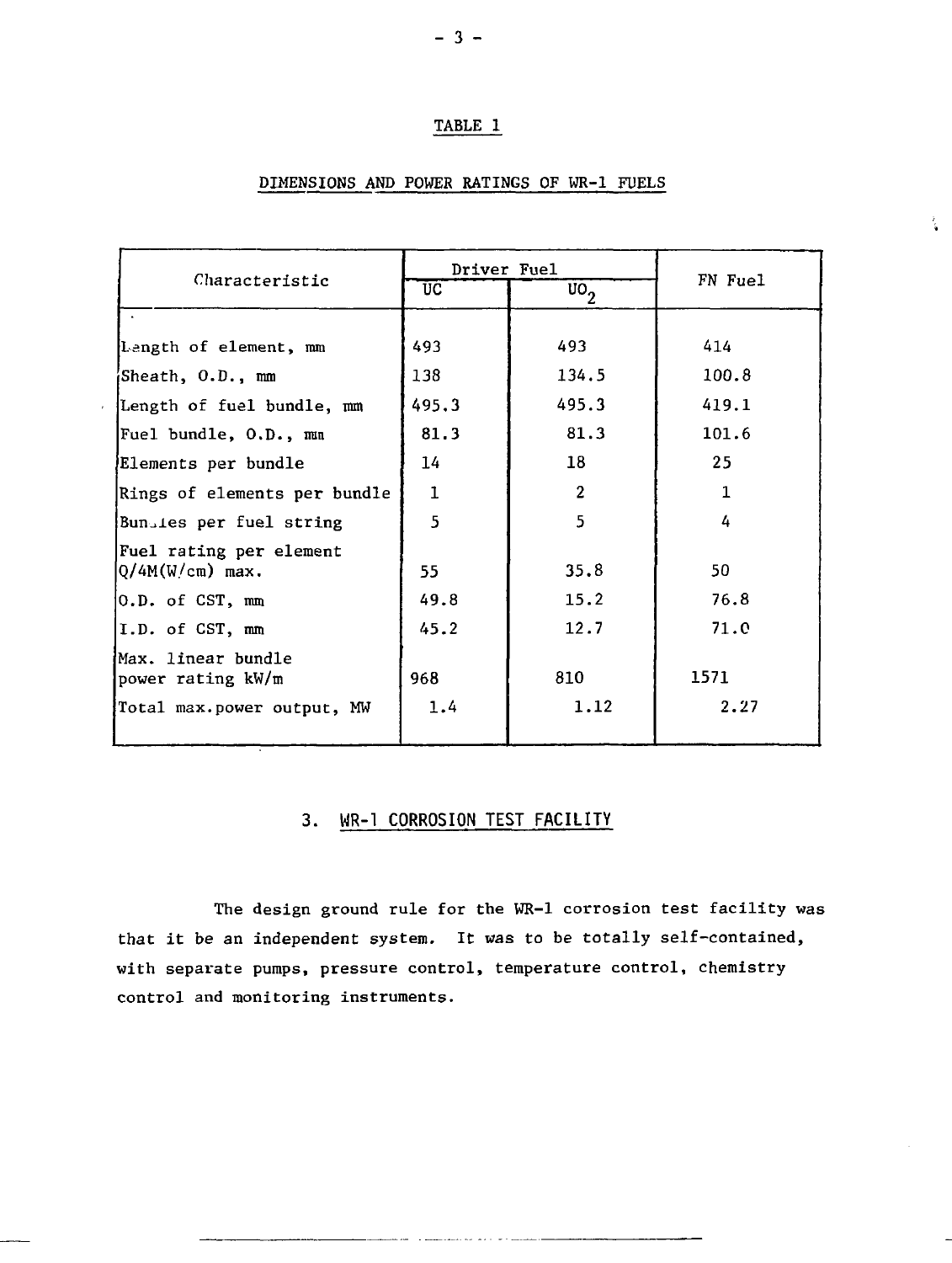## TABLE 1

### DIMENSIONS AND POWER RATINGS OF WR-1 FUELS

| Characteristic | Driver Fuel | | FN Fuel |
|---|---|---|---|
| | UC | $UO_2$ | |
| Length of element, mm | 493 | 493 | 414 |
| Sheath, O.D., mm | 138 | 134.5 | 100.8 |
| Length of fuel bundle, mm | 495.3 | 495.3 | 419.1 |
| Fuel bundle, O.D., mm | 81.3 | 81.3 | 101.6 |
| Elements per bundle | 14 | 18 | 25 |
| Rings of elements per bundle | 1 | 2 | 1 |
| Bundles per fuel string | 5 | 5 | 4 |
| Fuel rating per element Q/4M(W/cm) max. | 55 | 35.8 | 50 |
| O.D. of CST, mm | 49.8 | 15.2 | 76.8 |
| I.D. of CST, mm | 45.2 | 12.7 | 71.0 |
| Max. linear bundle power rating kW/m | 968 | 810 | 1571 |
| Total max.power output, MW | 1.4 | 1.12 | 2.27 |

## 3. WR-1 CORROSION TEST FACILITY

The design ground rule for the WR-1 corrosion test facility was that it be an independent system. It was to be totally self-contained, with separate pumps, pressure control, temperature control, chemistry control and monitoring instruments.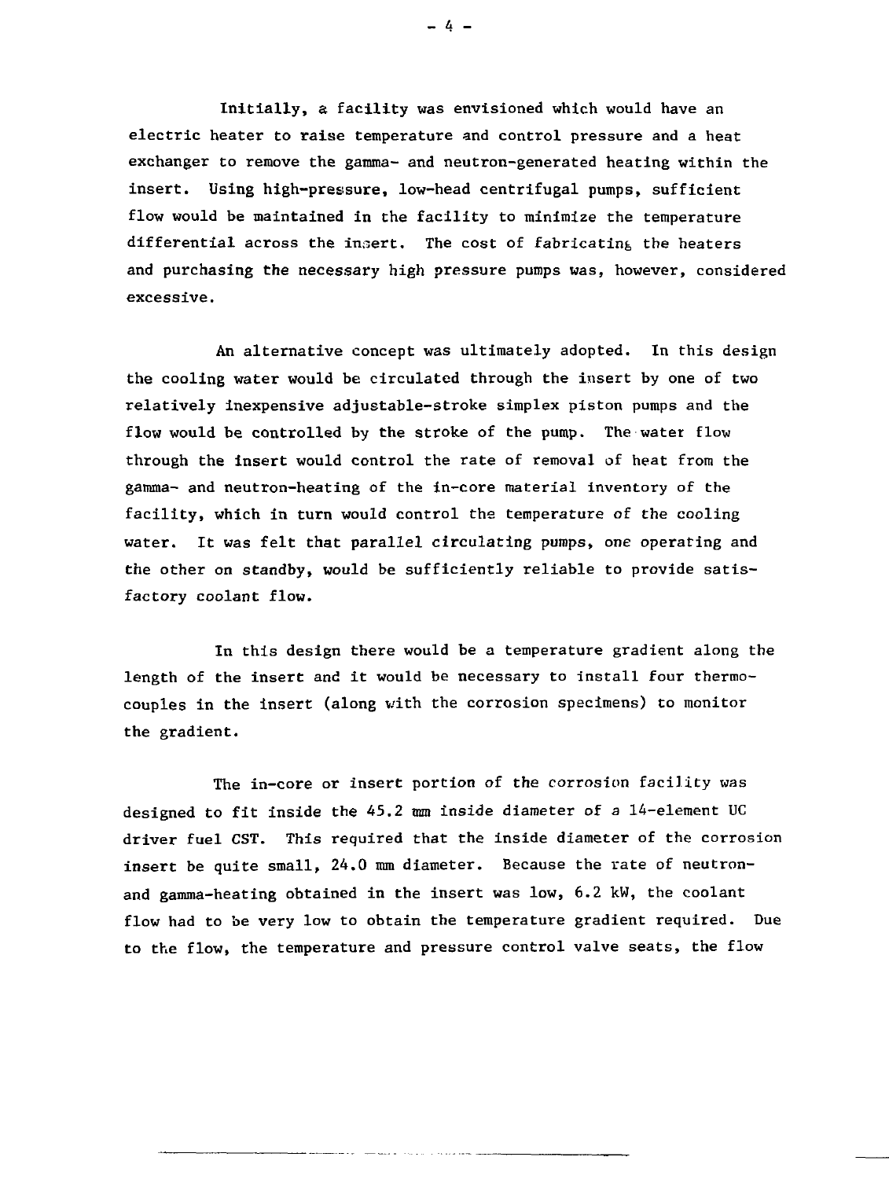Initially, a facility was envisioned which would have an electric heater to raise temperature and control pressure and a heat exchanger to remove the gamma- and neutron-generated heating within the insert. Using high-pressure, low-head centrifugal pumps, sufficient flow would be maintained in the facility to minimize the temperature differential across the insert. The cost of fabricating the heaters and purchasing the necessary high pressure pumps was, however, considered excessive.

An alternative concept was ultimately adopted. In this design the cooling water would be circulated through the insert by one of two relatively inexpensive adjustable-stroke simplex piston pumps and the flow would be controlled by the stroke of the pump. The water flow through the insert would control the rate of removal of heat from the gamma- and neutron-heating of the in-core material inventory of the facility, which in turn would control the temperature of the cooling water. It was felt that parallel circulating pumps, one operating and the other on standby, would be sufficiently reliable to provide satisfactory coolant flow.

In this design there would be a temperature gradient along the length of the insert and it would be necessary to install four thermocouples in the insert (along with the corrosion specimens) to monitor the gradient.

The in-core or insert portion of the corrosion facility was designed to fit inside the 45.2 mm inside diameter of a 14-element UC driver fuel CST. This required that the inside diameter of the corrosion insert be quite small, 24.0 mm diameter. Because the rate of neutron- and gamma-heating obtained in the insert was low, 6.2 kW, the coolant flow had to be very low to obtain the temperature gradient required. Due to the flow, the temperature and pressure control valve seats, the flow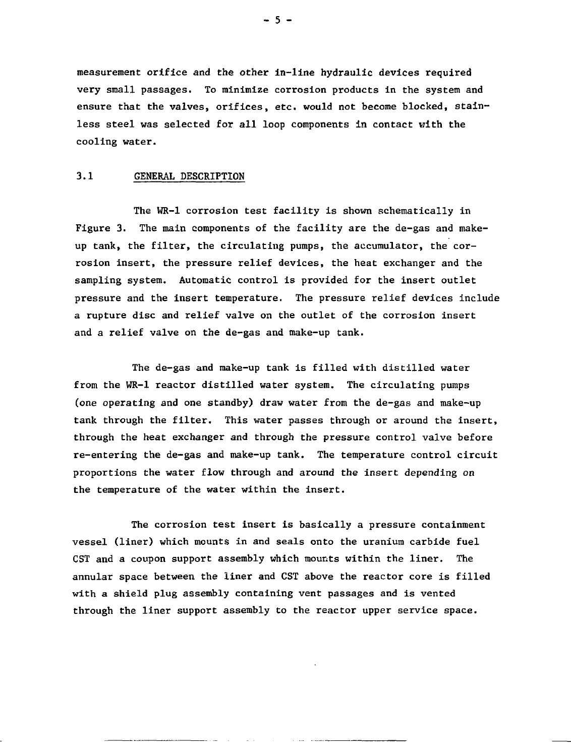measurement orifice and the other in-line hydraulic devices required very small passages. To minimize corrosion products in the system and ensure that the valves, orifices, etc. would not become blocked, stainless steel was selected for all loop components in contact with the cooling water.

## 3.1 GENERAL DESCRIPTION

The WR-1 corrosion test facility is shown schematically in Figure 3. The main components of the facility are the de-gas and make-up tank, the filter, the circulating pumps, the accumulator, the corrosion insert, the pressure relief devices, the heat exchanger and the sampling system. Automatic control is provided for the insert outlet pressure and the insert temperature. The pressure relief devices include a rupture disc and relief valve on the outlet of the corrosion insert and a relief valve on the de-gas and make-up tank.

The de-gas and make-up tank is filled with distilled water from the WR-1 reactor distilled water system. The circulating pumps (one operating and one standby) draw water from the de-gas and make-up tank through the filter. This water passes through or around the insert, through the heat exchanger and through the pressure control valve before re-entering the de-gas and make-up tank. The temperature control circuit proportions the water flow through and around the insert depending on the temperature of the water within the insert.

The corrosion test insert is basically a pressure containment vessel (liner) which mounts in and seals onto the uranium carbide fuel CST and a coupon support assembly which mounts within the liner. The annular space between the liner and CST above the reactor core is filled with a shield plug assembly containing vent passages and is vented through the liner support assembly to the reactor upper service space.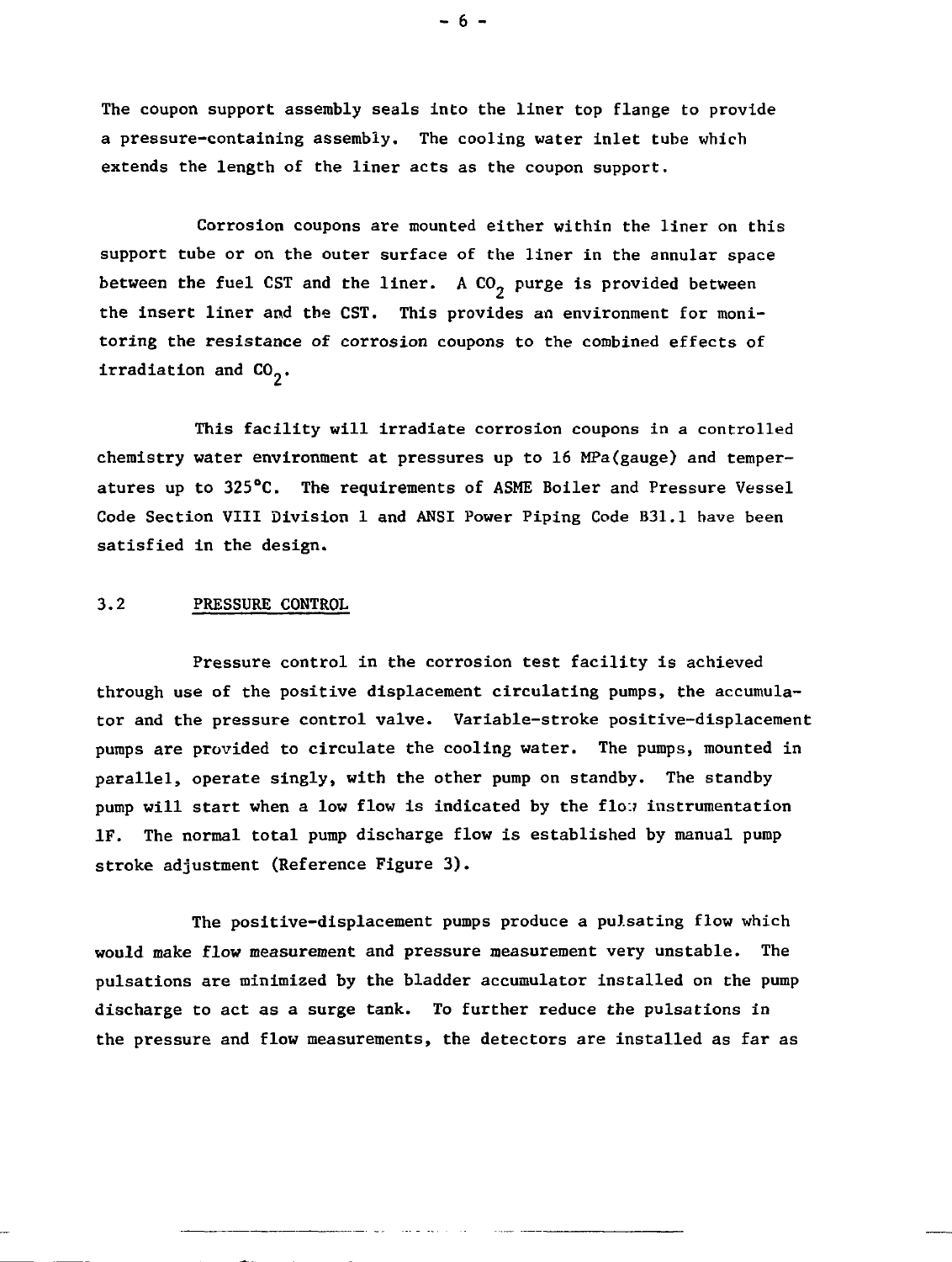The coupon support assembly seals into the liner top flange to provide a pressure-containing assembly. The cooling water inlet tube which extends the length of the liner acts as the coupon support.

Corrosion coupons are mounted either within the liner on this support tube or on the outer surface of the liner in the annular space between the fuel CST and the liner. A $CO_2$ purge is provided between the insert liner and the CST. This provides an environment for monitoring the resistance of corrosion coupons to the combined effects of irradiation and $CO_2$.

This facility will irradiate corrosion coupons in a controlled chemistry water environment at pressures up to 16 MPa(gauge) and temperatures up to 325°C. The requirements of ASME Boiler and Pressure Vessel Code Section VIII Division 1 and ANSI Power Piping Code B31.1 have been satisfied in the design.

## 3.2 PRESSURE CONTROL

Pressure control in the corrosion test facility is achieved through use of the positive displacement circulating pumps, the accumulator and the pressure control valve. Variable-stroke positive-displacement pumps are provided to circulate the cooling water. The pumps, mounted in parallel, operate singly, with the other pump on standby. The standby pump will start when a low flow is indicated by the flow instrumentation 1F. The normal total pump discharge flow is established by manual pump stroke adjustment (Reference Figure 3).

The positive-displacement pumps produce a pulsating flow which would make flow measurement and pressure measurement very unstable. The pulsations are minimized by the bladder accumulator installed on the pump discharge to act as a surge tank. To further reduce the pulsations in the pressure and flow measurements, the detectors are installed as far as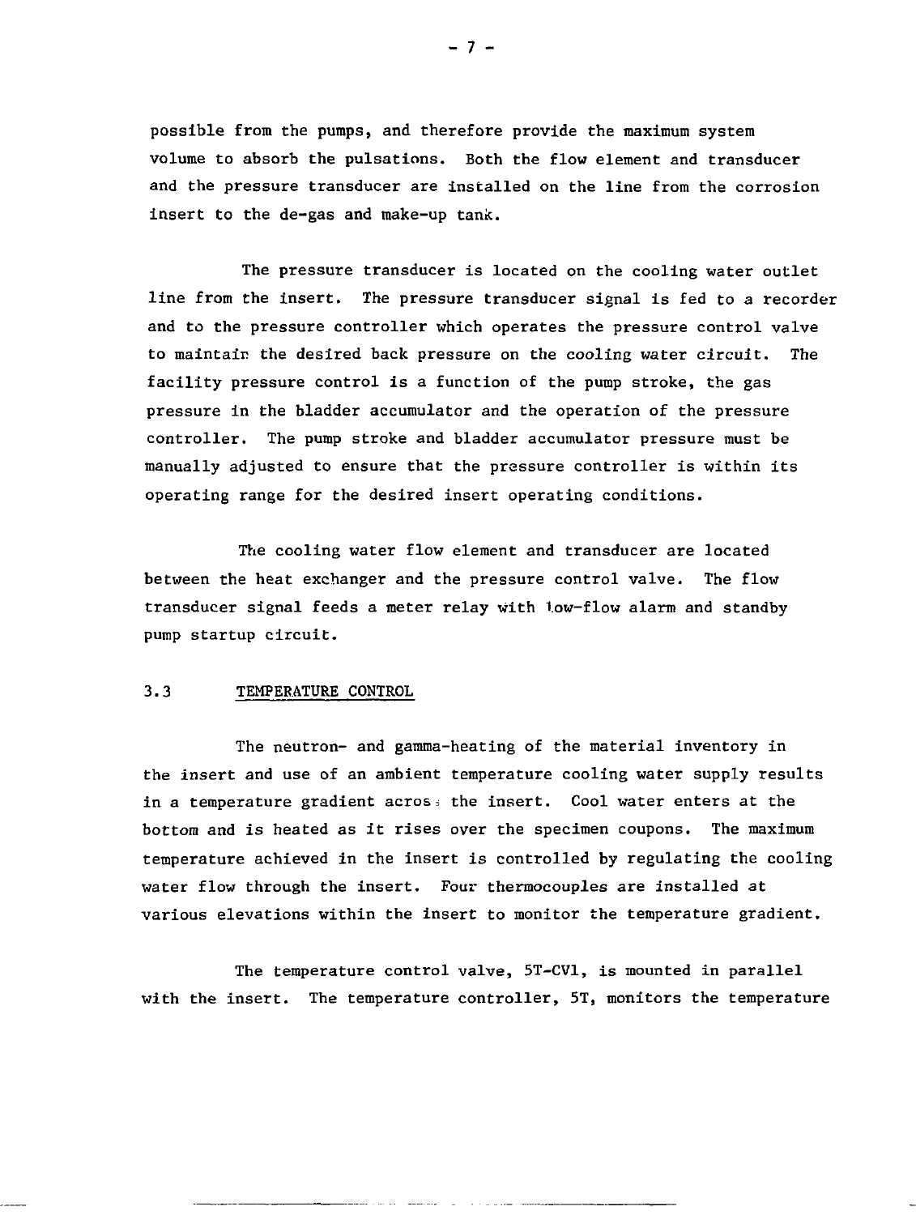possible from the pumps, and therefore provide the maximum system volume to absorb the pulsations. Both the flow element and transducer and the pressure transducer are installed on the line from the corrosion insert to the de-gas and make-up tank.

The pressure transducer is located on the cooling water outlet line from the insert. The pressure transducer signal is fed to a recorder and to the pressure controller which operates the pressure control valve to maintain the desired back pressure on the cooling water circuit. The facility pressure control is a function of the pump stroke, the gas pressure in the bladder accumulator and the operation of the pressure controller. The pump stroke and bladder accumulator pressure must be manually adjusted to ensure that the pressure controller is within its operating range for the desired insert operating conditions.

The cooling water flow element and transducer are located between the heat exchanger and the pressure control valve. The flow transducer signal feeds a meter relay with low-flow alarm and standby pump startup circuit.

### 3.3 TEMPERATURE CONTROL

The neutron- and gamma-heating of the material inventory in the insert and use of an ambient temperature cooling water supply results in a temperature gradient across the insert. Cool water enters at the bottom and is heated as it rises over the specimen coupons. The maximum temperature achieved in the insert is controlled by regulating the cooling water flow through the insert. Four thermocouples are installed at various elevations within the insert to monitor the temperature gradient.

The temperature control valve, 5T-CV1, is mounted in parallel with the insert. The temperature controller, 5T, monitors the temperature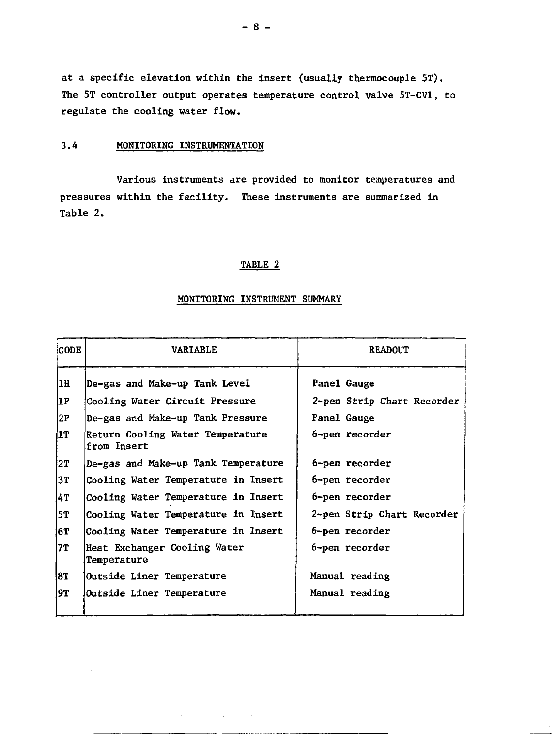at a specific elevation within the insert (usually thermocouple 5T). The 5T controller output operates temperature control valve 5T-CV1, to regulate the cooling water flow.

### 3.4 MONITORING INSTRUMENTATION

Various instruments are provided to monitor temperatures and pressures within the facility. These instruments are summarized in Table 2.

TABLE 2

MONITORING INSTRUMENT SUMMARY

| CODE | VARIABLE | READOUT |
|---|---|---|
| 1H | De-gas and Make-up Tank Level | Panel Gauge |
| 1P | Cooling Water Circuit Pressure | 2-pen Strip Chart Recorder |
| 2P | De-gas and Make-up Tank Pressure | Panel Gauge |
| 1T | Return Cooling Water Temperature from Insert | 6-pen recorder |
| 2T | De-gas and Make-up Tank Temperature | 6-pen recorder |
| 3T | Cooling Water Temperature in Insert | 6-pen recorder |
| 4T | Cooling Water Temperature in Insert | 6-pen recorder |
| 5T | Cooling Water Temperature in Insert | 2-pen Strip Chart Recorder |
| 6T | Cooling Water Temperature in Insert | 6-pen recorder |
| 7T | Heat Exchanger Cooling Water Temperature | 6-pen recorder |
| 8T | Outside Liner Temperature | Manual reading |
| 9T | Outside Liner Temperature | Manual reading |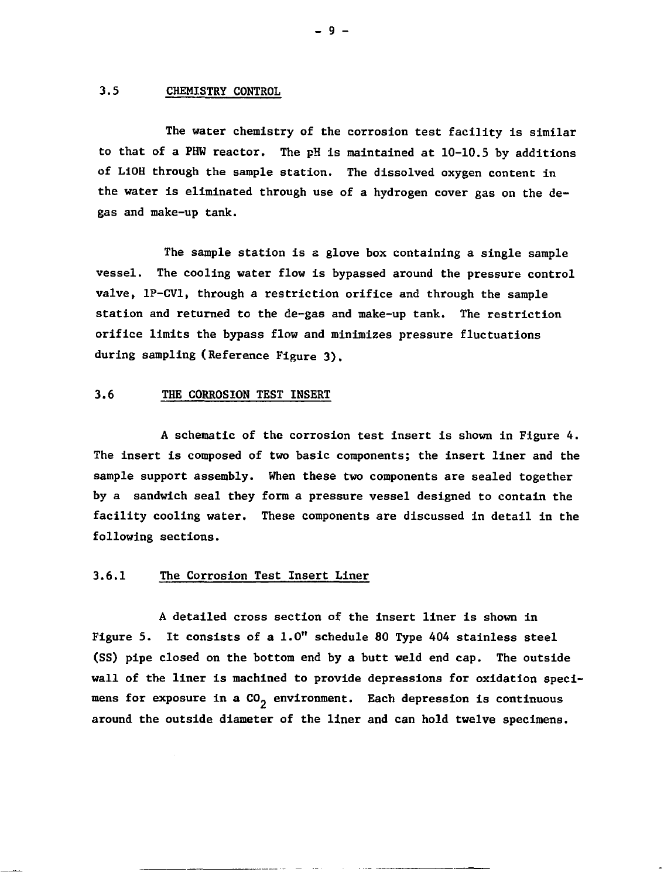### 3.5 CHEMISTRY CONTROL

The water chemistry of the corrosion test facility is similar to that of a PHW reactor. The pH is maintained at 10-10.5 by additions of LiOH through the sample station. The dissolved oxygen content in the water is eliminated through use of a hydrogen cover gas on the de-gas and make-up tank.

The sample station is a glove box containing a single sample vessel. The cooling water flow is bypassed around the pressure control valve, 1P-CV1, through a restriction orifice and through the sample station and returned to the de-gas and make-up tank. The restriction orifice limits the bypass flow and minimizes pressure fluctuations during sampling (Reference Figure 3).

### 3.6 THE CORROSION TEST INSERT

A schematic of the corrosion test insert is shown in Figure 4. The insert is composed of two basic components; the insert liner and the sample support assembly. When these two components are sealed together by a sandwich seal they form a pressure vessel designed to contain the facility cooling water. These components are discussed in detail in the following sections.

#### 3.6.1 The Corrosion Test Insert Liner

A detailed cross section of the insert liner is shown in Figure 5. It consists of a 1.0" schedule 80 Type 404 stainless steel (SS) pipe closed on the bottom end by a butt weld end cap. The outside wall of the liner is machined to provide depressions for oxidation specimens for exposure in a $CO_2$ environment. Each depression is continuous around the outside diameter of the liner and can hold twelve specimens.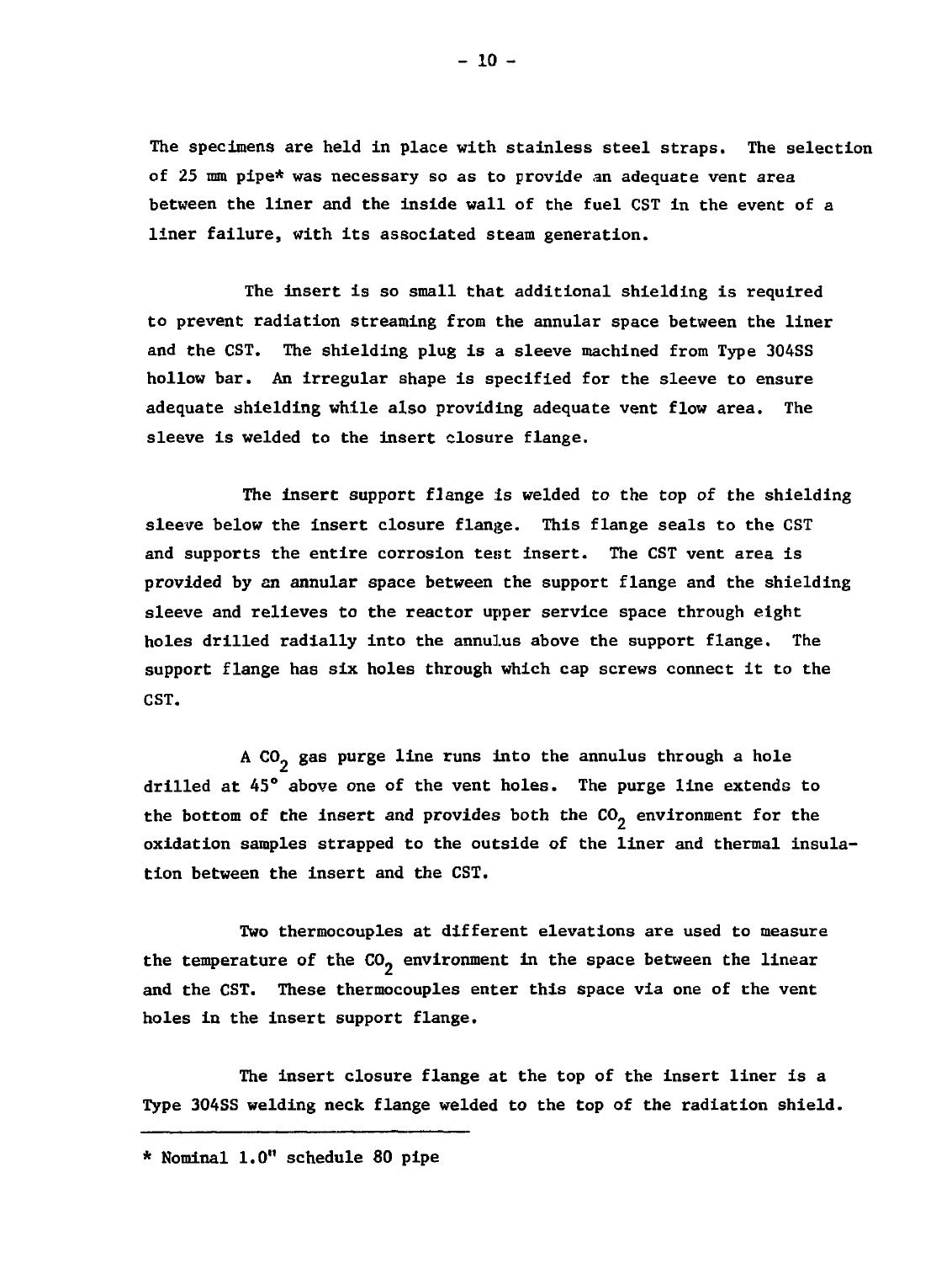The specimens are held in place with stainless steel straps. The selection of 25 mm pipe* was necessary so as to provide an adequate vent area between the liner and the inside wall of the fuel CST in the event of a liner failure, with its associated steam generation.

The insert is so small that additional shielding is required to prevent radiation streaming from the annular space between the liner and the CST. The shielding plug is a sleeve machined from Type 304SS hollow bar. An irregular shape is specified for the sleeve to ensure adequate shielding while also providing adequate vent flow area. The sleeve is welded to the insert closure flange.

The insert support flange is welded to the top of the shielding sleeve below the insert closure flange. This flange seals to the CST and supports the entire corrosion test insert. The CST vent area is provided by an annular space between the support flange and the shielding sleeve and relieves to the reactor upper service space through eight holes drilled radially into the annulus above the support flange. The support flange has six holes through which cap screws connect it to the CST.

A $CO_2$ gas purge line runs into the annulus through a hole drilled at 45° above one of the vent holes. The purge line extends to the bottom of the insert and provides both the $CO_2$ environment for the oxidation samples strapped to the outside of the liner and thermal insulation between the insert and the CST.

Two thermocouples at different elevations are used to measure the temperature of the $CO_2$ environment in the space between the linear and the CST. These thermocouples enter this space via one of the vent holes in the insert support flange.

The insert closure flange at the top of the insert liner is a Type 304SS welding neck flange welded to the top of the radiation shield.

---

* Nominal 1.0" schedule 80 pipe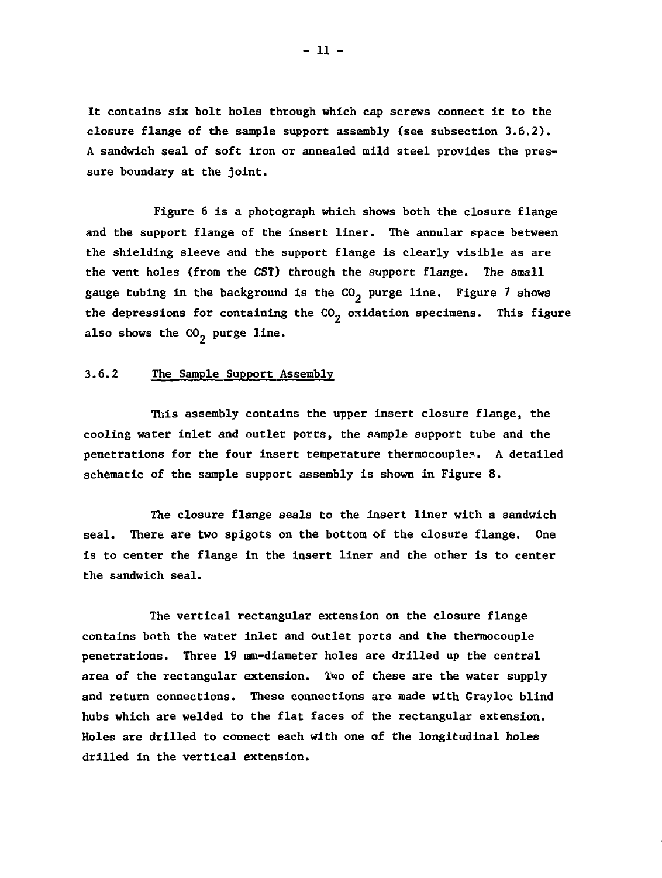It contains six bolt holes through which cap screws connect it to the closure flange of the sample support assembly (see subsection 3.6.2). A sandwich seal of soft iron or annealed mild steel provides the pressure boundary at the joint.

Figure 6 is a photograph which shows both the closure flange and the support flange of the insert liner. The annular space between the shielding sleeve and the support flange is clearly visible as are the vent holes (from the CST) through the support flange. The small gauge tubing in the background is the $CO_2$ purge line. Figure 7 shows the depressions for containing the $CO_2$ oxidation specimens. This figure also shows the $CO_2$ purge line.

### 3.6.2 The Sample Support Assembly

This assembly contains the upper insert closure flange, the cooling water inlet and outlet ports, the sample support tube and the penetrations for the four insert temperature thermocouples. A detailed schematic of the sample support assembly is shown in Figure 8.

The closure flange seals to the insert liner with a sandwich seal. There are two spigots on the bottom of the closure flange. One is to center the flange in the insert liner and the other is to center the sandwich seal.

The vertical rectangular extension on the closure flange contains both the water inlet and outlet ports and the thermocouple penetrations. Three 19 mm-diameter holes are drilled up the central area of the rectangular extension. Two of these are the water supply and return connections. These connections are made with Grayloc blind hubs which are welded to the flat faces of the rectangular extension. Holes are drilled to connect each with one of the longitudinal holes drilled in the vertical extension.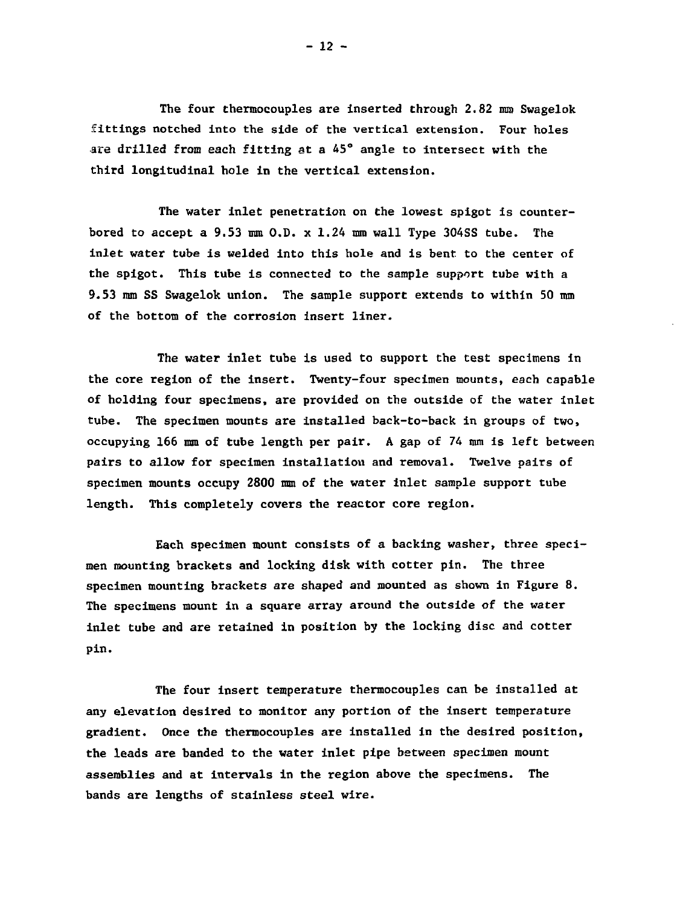The four thermocouples are inserted through 2.82 mm Swagelok fittings notched into the side of the vertical extension. Four holes are drilled from each fitting at a 45° angle to intersect with the third longitudinal hole in the vertical extension.

The water inlet penetration on the lowest spigot is counter-bored to accept a 9.53 mm O.D. x 1.24 mm wall Type 304SS tube. The inlet water tube is welded into this hole and is bent to the center of the spigot. This tube is connected to the sample support tube with a 9.53 mm SS Swagelok union. The sample support extends to within 50 mm of the bottom of the corrosion insert liner.

The water inlet tube is used to support the test specimens in the core region of the insert. Twenty-four specimen mounts, each capable of holding four specimens, are provided on the outside of the water inlet tube. The specimen mounts are installed back-to-back in groups of two, occupying 166 mm of tube length per pair. A gap of 74 mm is left between pairs to allow for specimen installation and removal. Twelve pairs of specimen mounts occupy 2800 mm of the water inlet sample support tube length. This completely covers the reactor core region.

Each specimen mount consists of a backing washer, three specimen mounting brackets and locking disk with cotter pin. The three specimen mounting brackets are shaped and mounted as shown in Figure 8. The specimens mount in a square array around the outside of the water inlet tube and are retained in position by the locking disc and cotter pin.

The four insert temperature thermocouples can be installed at any elevation desired to monitor any portion of the insert temperature gradient. Once the thermocouples are installed in the desired position, the leads are banded to the water inlet pipe between specimen mount assemblies and at intervals in the region above the specimens. The bands are lengths of stainless steel wire.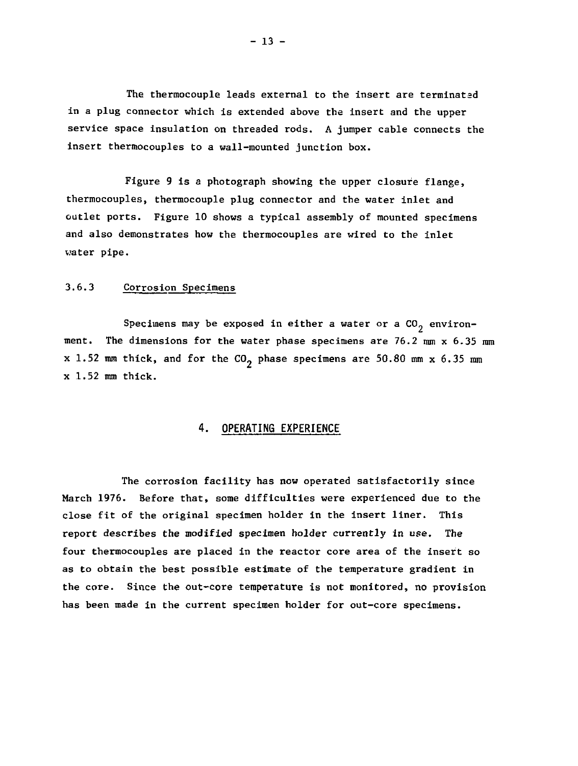The thermocouple leads external to the insert are terminated in a plug connector which is extended above the insert and the upper service space insulation on threaded rods. A jumper cable connects the insert thermocouples to a wall-mounted junction box.

Figure 9 is a photograph showing the upper closure flange, thermocouples, thermocouple plug connector and the water inlet and outlet ports. Figure 10 shows a typical assembly of mounted specimens and also demonstrates how the thermocouples are wired to the inlet water pipe.

### 3.6.3 Corrosion Specimens

Specimens may be exposed in either a water or a $CO_2$ environment. The dimensions for the water phase specimens are 76.2 mm x 6.35 mm x 1.52 mm thick, and for the $CO_2$ phase specimens are 50.80 mm x 6.35 mm x 1.52 mm thick.

## 4. OPERATING EXPERIENCE

The corrosion facility has now operated satisfactorily since March 1976. Before that, some difficulties were experienced due to the close fit of the original specimen holder in the insert liner. This report describes the modified specimen holder currently in use. The four thermocouples are placed in the reactor core area of the insert so as to obtain the best possible estimate of the temperature gradient in the core. Since the out-core temperature is not monitored, no provision has been made in the current specimen holder for out-core specimens.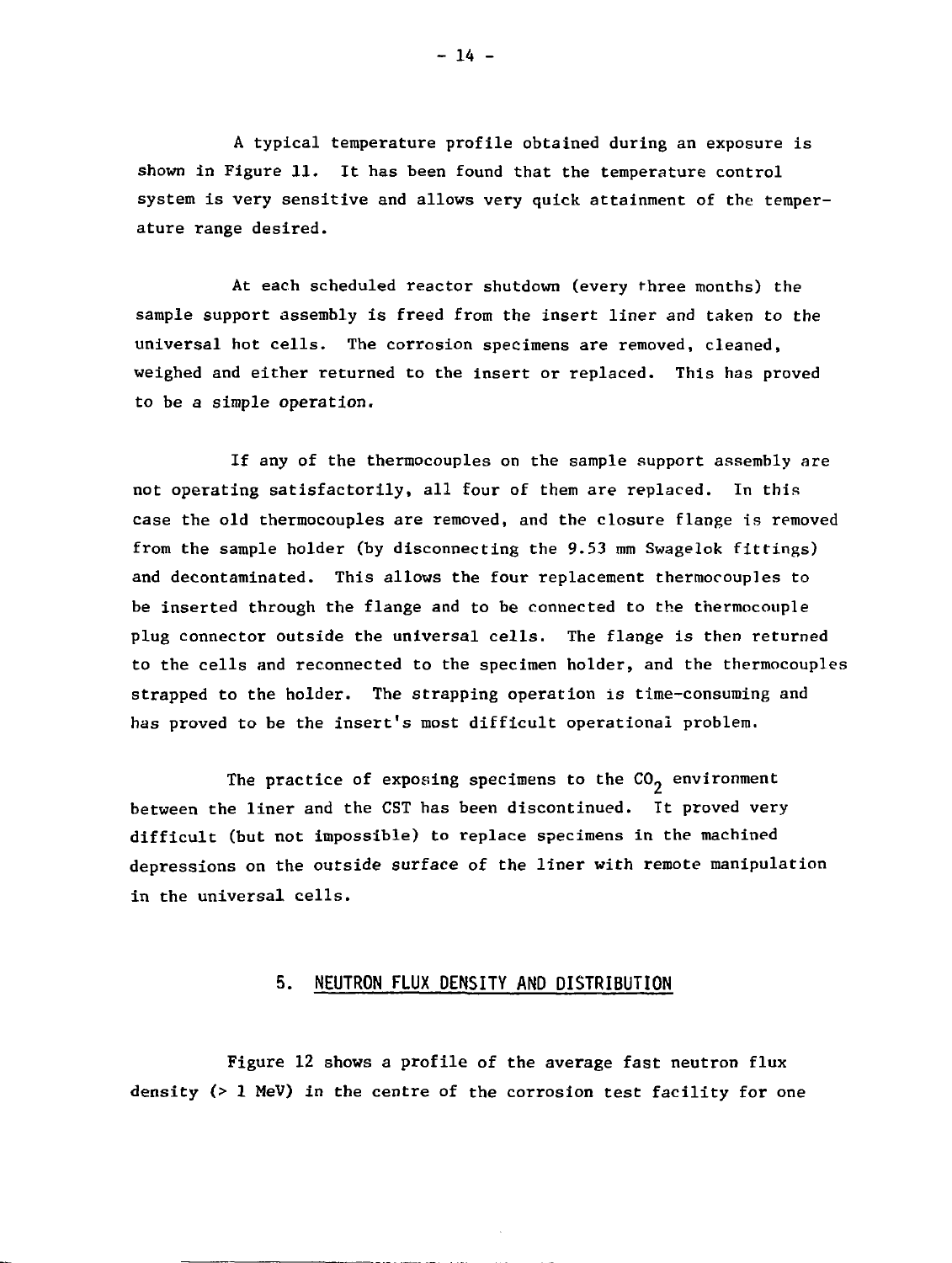A typical temperature profile obtained during an exposure is shown in Figure 11. It has been found that the temperature control system is very sensitive and allows very quick attainment of the temperature range desired.

At each scheduled reactor shutdown (every three months) the sample support assembly is freed from the insert liner and taken to the universal hot cells. The corrosion specimens are removed, cleaned, weighed and either returned to the insert or replaced. This has proved to be a simple operation.

If any of the thermocouples on the sample support assembly are not operating satisfactorily, all four of them are replaced. In this case the old thermocouples are removed, and the closure flange is removed from the sample holder (by disconnecting the 9.53 mm Swagelok fittings) and decontaminated. This allows the four replacement thermocouples to be inserted through the flange and to be connected to the thermocouple plug connector outside the universal cells. The flange is then returned to the cells and reconnected to the specimen holder, and the thermocouples strapped to the holder. The strapping operation is time-consuming and has proved to be the insert's most difficult operational problem.

The practice of exposing specimens to the $CO_2$ environment between the liner and the CST has been discontinued. It proved very difficult (but not impossible) to replace specimens in the machined depressions on the outside surface of the liner with remote manipulation in the universal cells.

## 5. NEUTRON FLUX DENSITY AND DISTRIBUTION

Figure 12 shows a profile of the average fast neutron flux density (> 1 MeV) in the centre of the corrosion test facility for one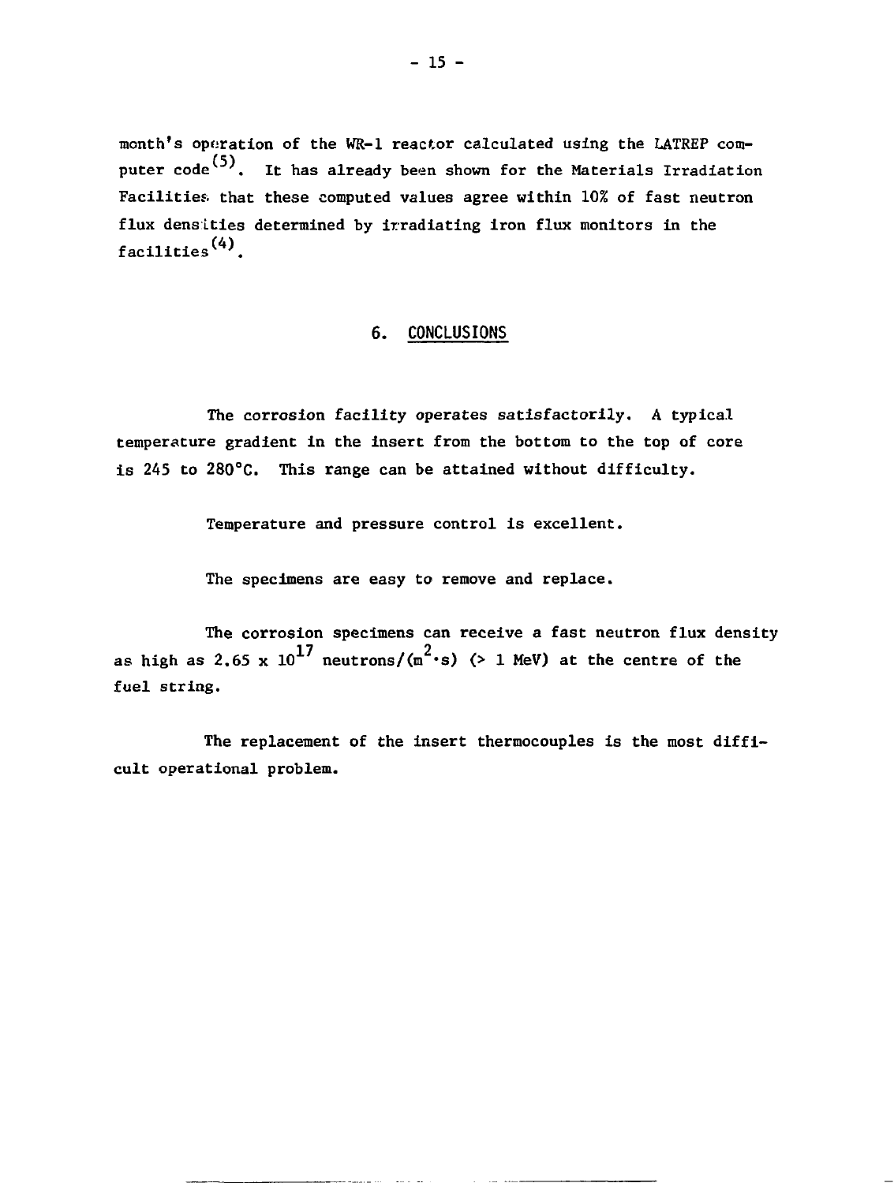month's operation of the WR-1 reactor calculated using the LATREP computer code[5]. It has already been shown for the Materials Irradiation Facilities that these computed values agree within 10% of fast neutron flux densities determined by irradiating iron flux monitors in the facilities[4].

## 6. CONCLUSIONS

The corrosion facility operates satisfactorily. A typical temperature gradient in the insert from the bottom to the top of core is 245 to 280°C. This range can be attained without difficulty.

Temperature and pressure control is excellent.

The specimens are easy to remove and replace.

The corrosion specimens can receive a fast neutron flux density as high as $2.65 \times 10^{17}$ neutrons/($m^2 \cdot s$) (> 1 MeV) at the centre of the fuel string.

The replacement of the insert thermocouples is the most difficult operational problem.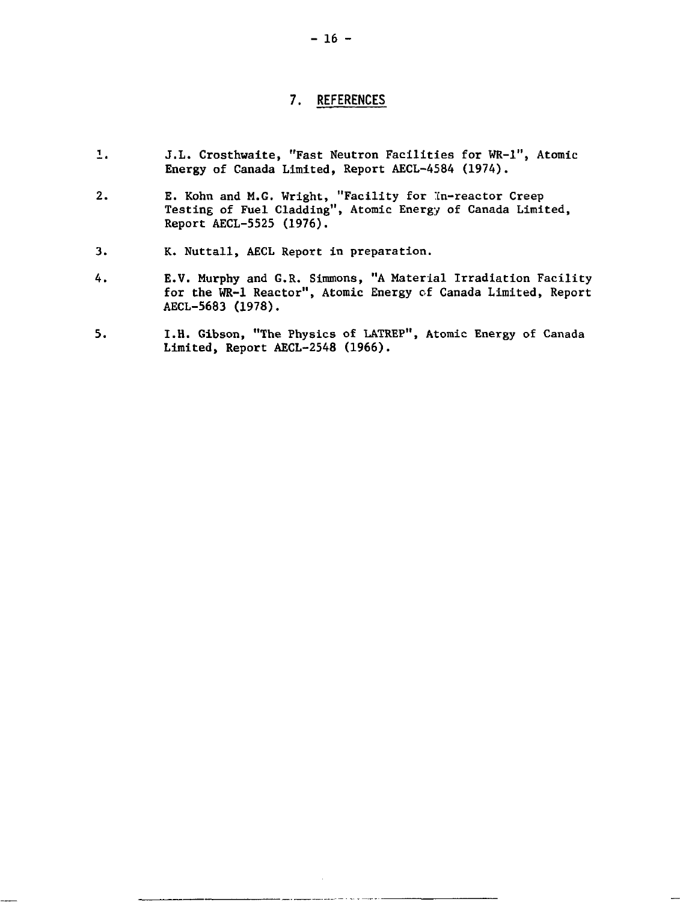## 7. REFERENCES

1. J.L. Crosthwaite, "Fast Neutron Facilities for WR-1", Atomic Energy of Canada Limited, Report AECL-4584 (1974).

2. E. Kohn and M.G. Wright, "Facility for In-reactor Creep Testing of Fuel Cladding", Atomic Energy of Canada Limited, Report AECL-5525 (1976).

3. K. Nuttall, AECL Report in preparation.

4. E.V. Murphy and G.R. Simmons, "A Material Irradiation Facility for the WR-1 Reactor", Atomic Energy of Canada Limited, Report AECL-5683 (1978).

5. I.H. Gibson, "The Physics of LATREP", Atomic Energy of Canada Limited, Report AECL-2548 (1966).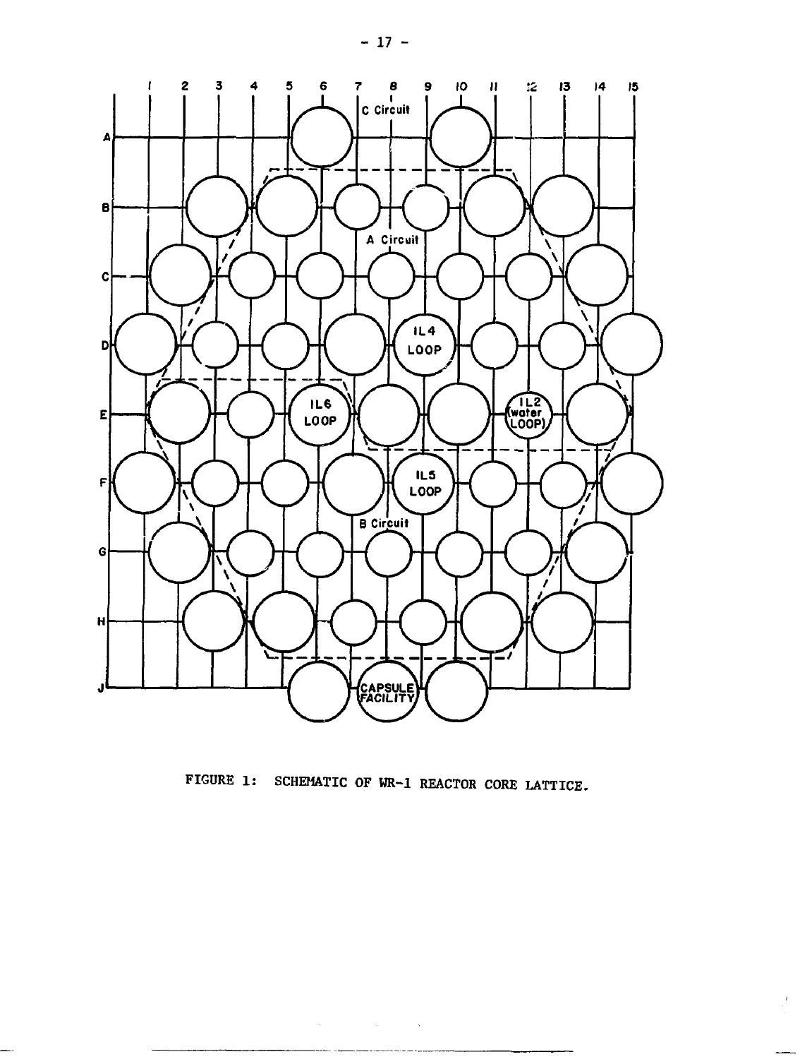FIGURE 1: SCHEMATIC OF WR-1 REACTOR CORE LATTICE.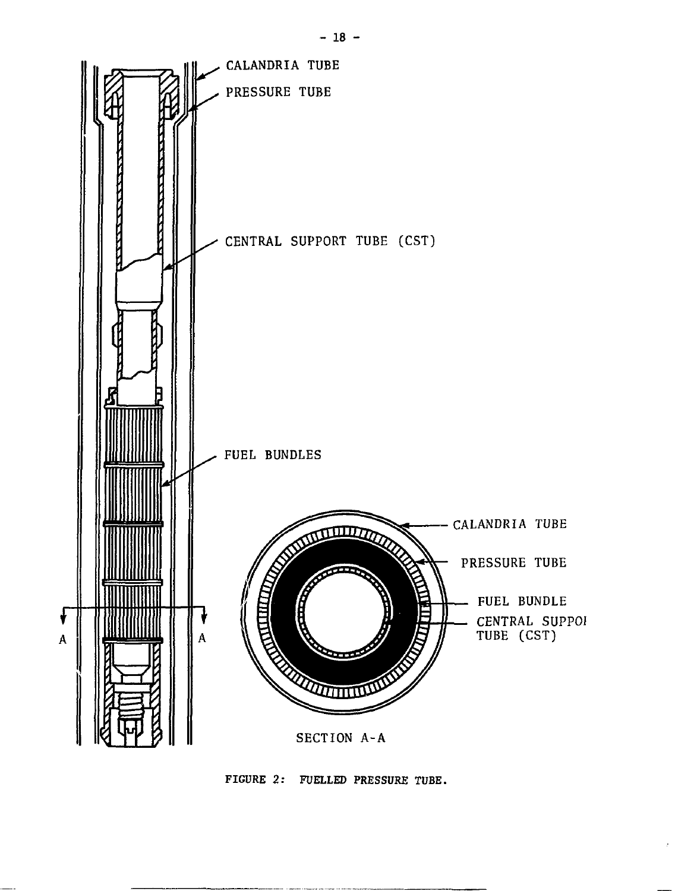FIGURE 2: FUELLED PRESSURE TUBE.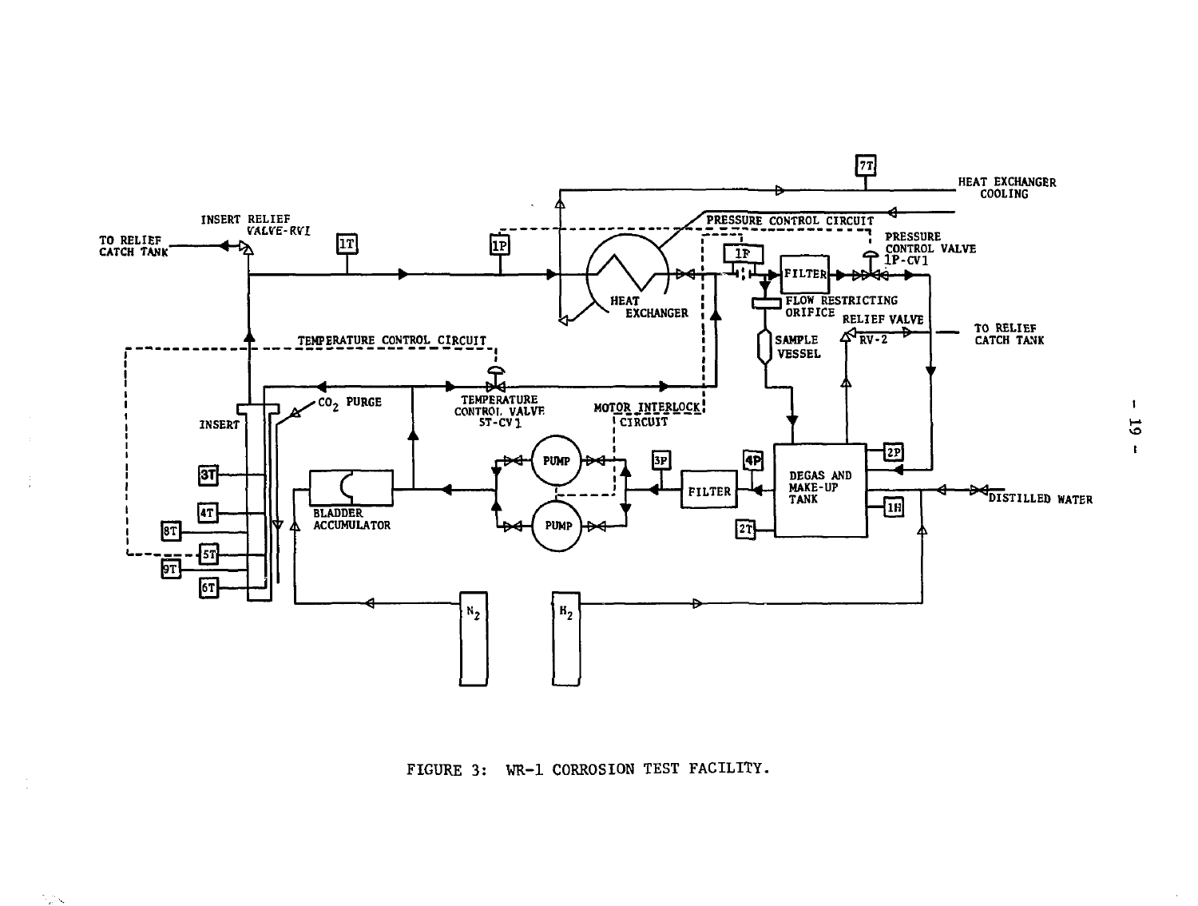FIGURE 3: WR-1 CORROSION TEST FACILITY.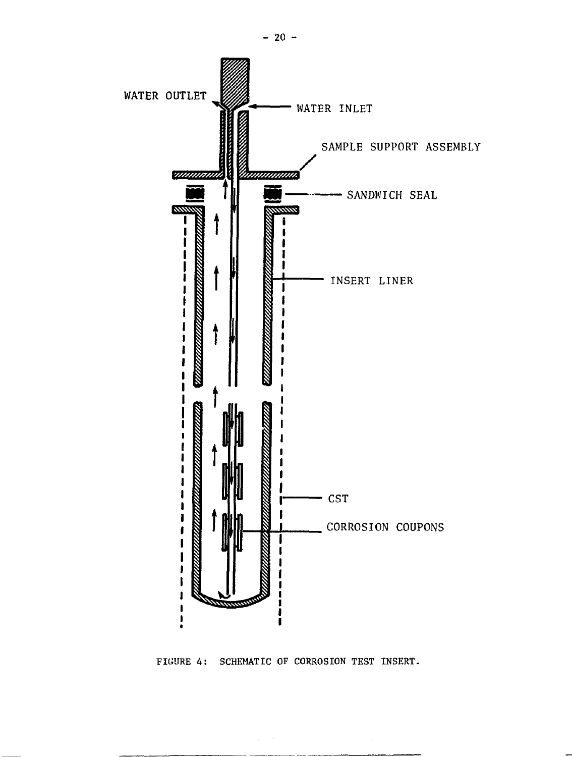WATER OUTLET

WATER INLET

SAMPLE SUPPORT ASSEMBLY

SANDWICH SEAL

INSERT LINER

CST

CORROSION COUPONS

FIGURE 4: SCHEMATIC OF CORROSION TEST INSERT.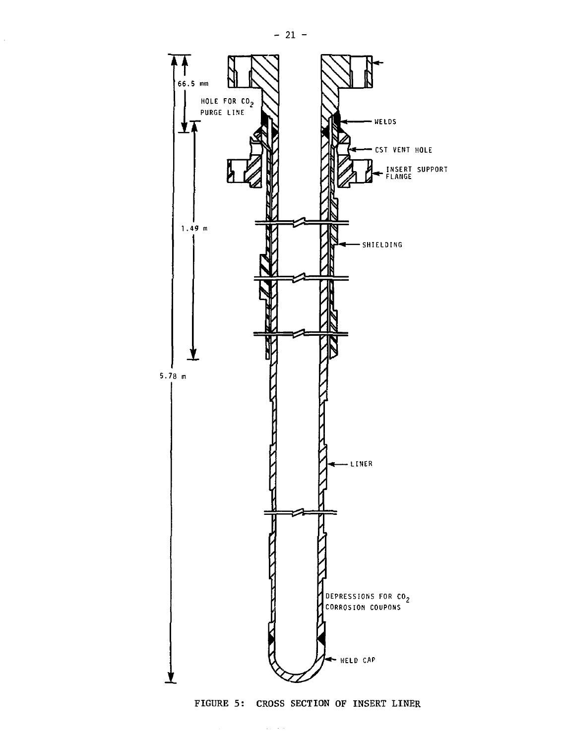66.5 mm

HOLE FOR $CO_2$ PURGE LINE

WELDS

CST VENT HOLE

INSERT SUPPORT FLANGE

1.49 m

SHIELDING

5.78 m

LINER

DEPRESSIONS FOR $CO_2$ CORROSION COUPONS

WELD CAP

FIGURE 5: CROSS SECTION OF INSERT LINER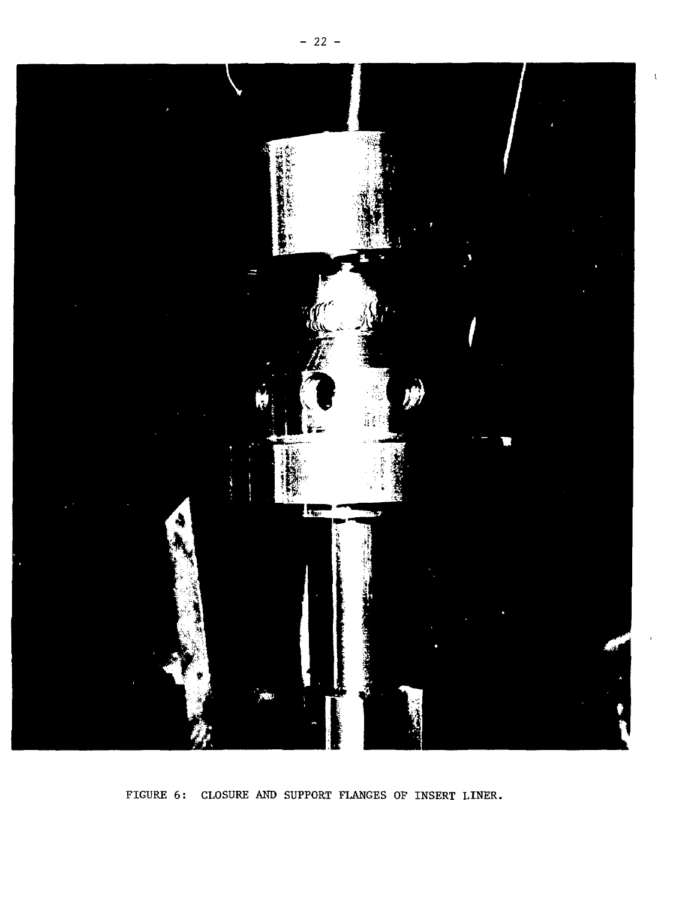FIGURE 6: CLOSURE AND SUPPORT FLANGES OF INSERT LINER.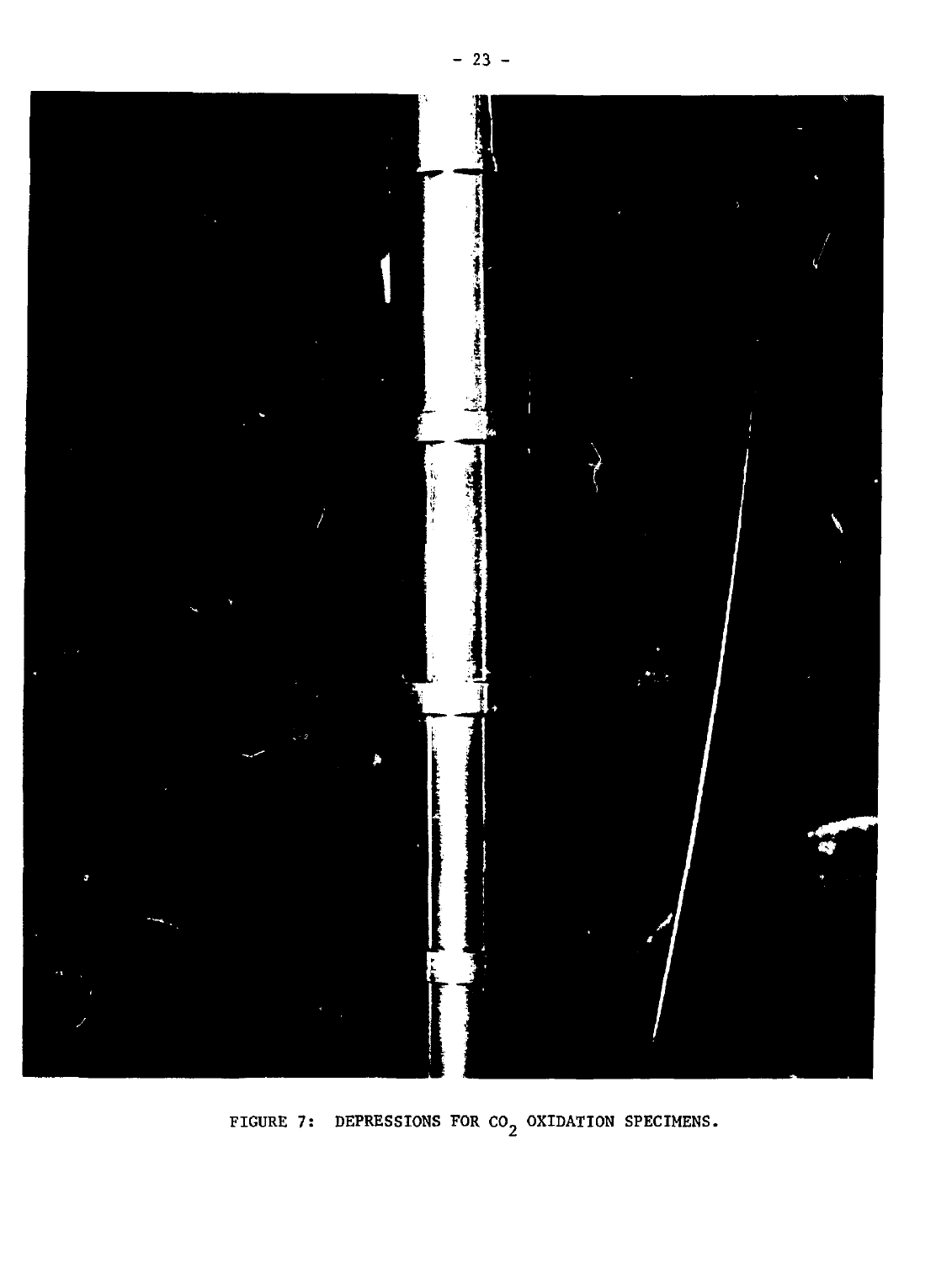FIGURE 7: DEPRESSIONS FOR $CO_2$ OXIDATION SPECIMENS.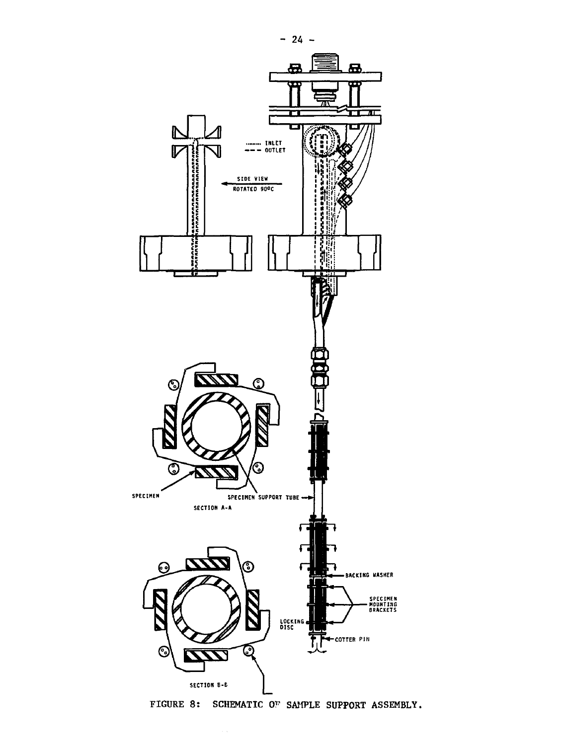FIGURE 8: SCHEMATIC OF SAMPLE SUPPORT ASSEMBLY.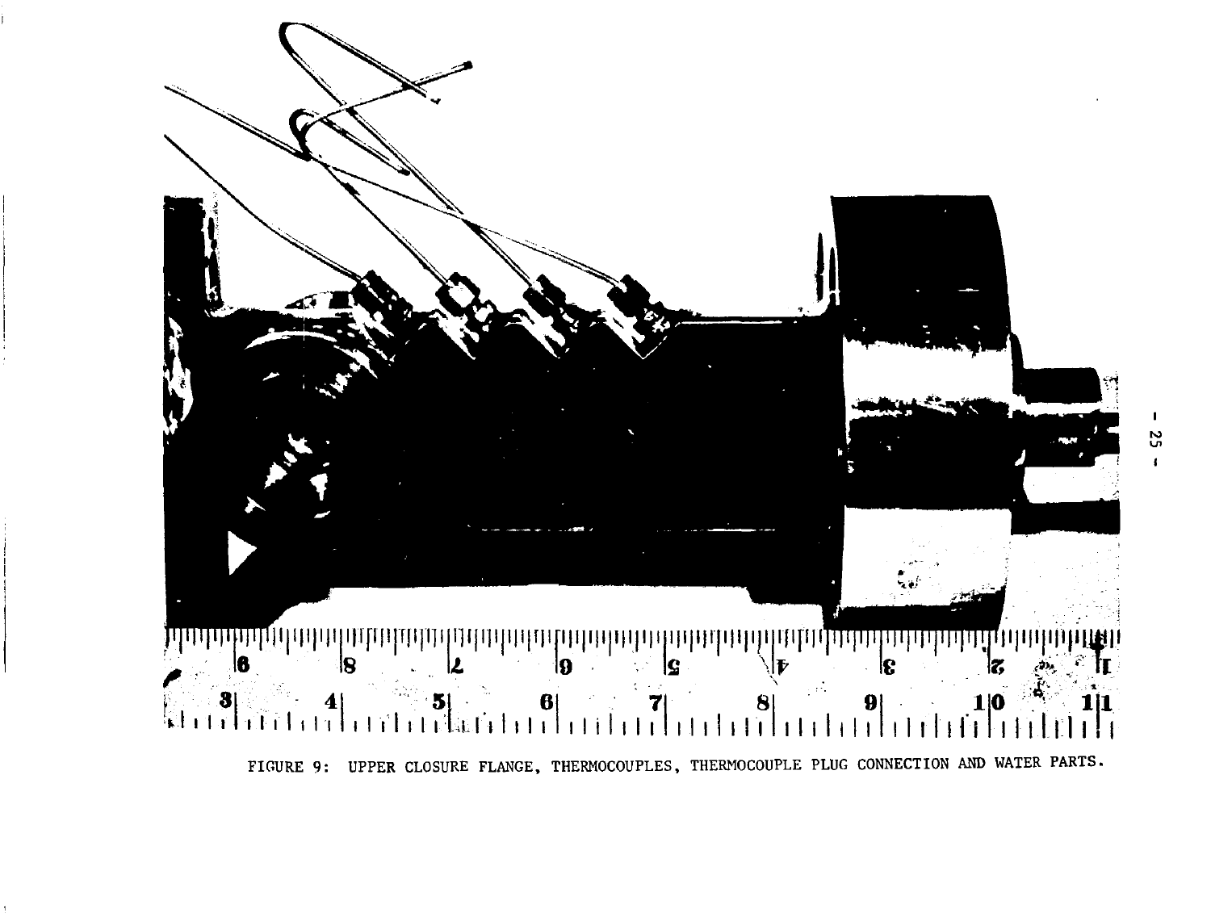FIGURE 9: UPPER CLOSURE FLANGE, THERMOCOUPLES, THERMOCOUPLE PLUG CONNECTION AND WATER PARTS.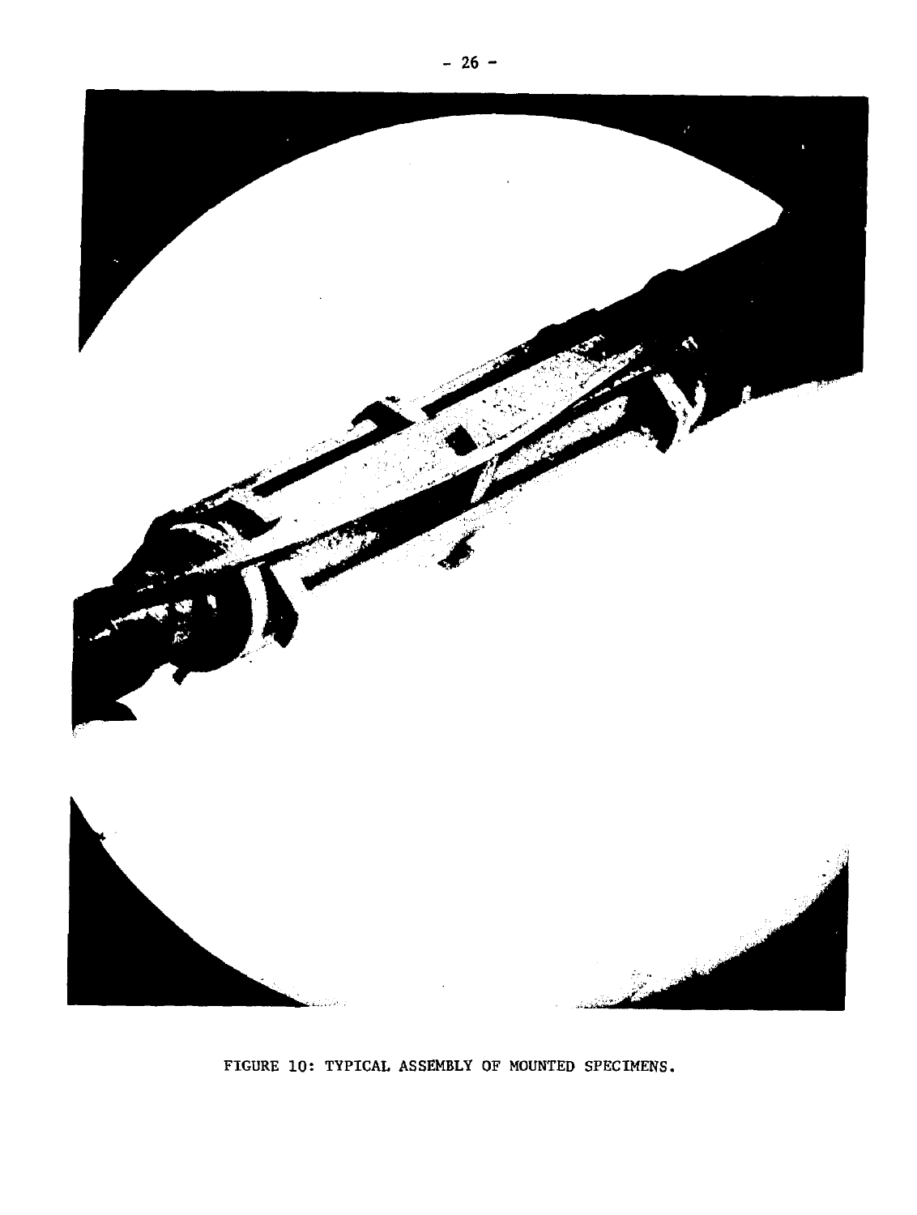FIGURE 10: TYPICAL ASSEMBLY OF MOUNTED SPECIMENS.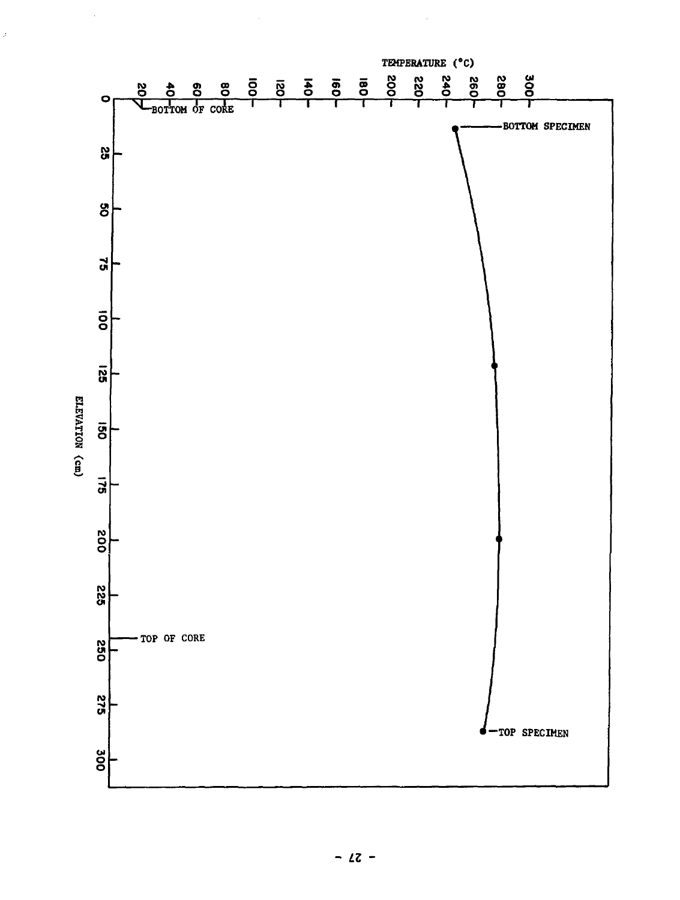TEMPERATURE (°C)

20 40 60 80 100 120 140 160 180 200 220 240 260 280 300

ELEVATION (cm)

0 25 50 75 100 125 150 175 200 225 250 275 300

BOTTOM OF CORE

BOTTOM SPECIMEN

TOP OF CORE

TOP SPECIMEN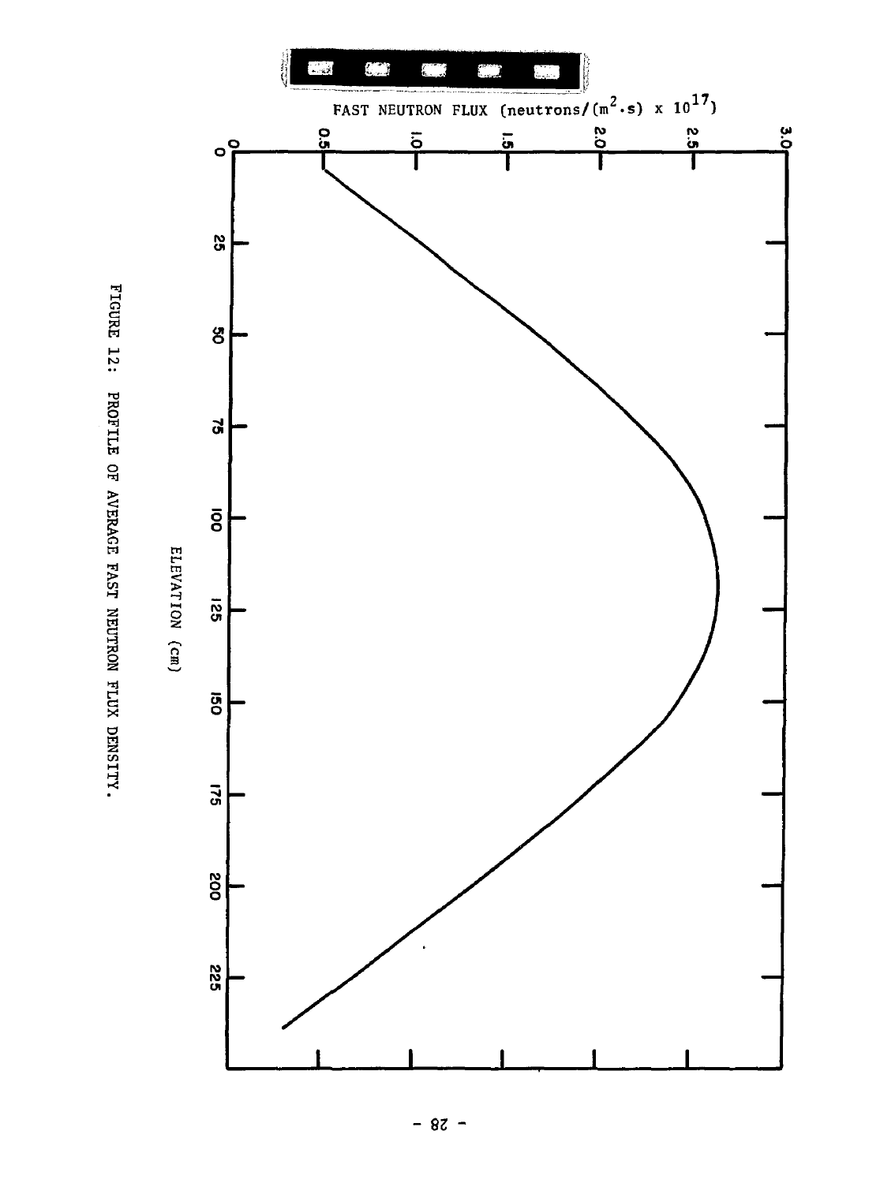FAST NEUTRON FLUX (neutrons/($m^2$.s) x $10^{17}$)

ELEVATION (cm)

FIGURE 12: PROFILE OF AVERAGE FAST NEUTRON FLUX DENSITY.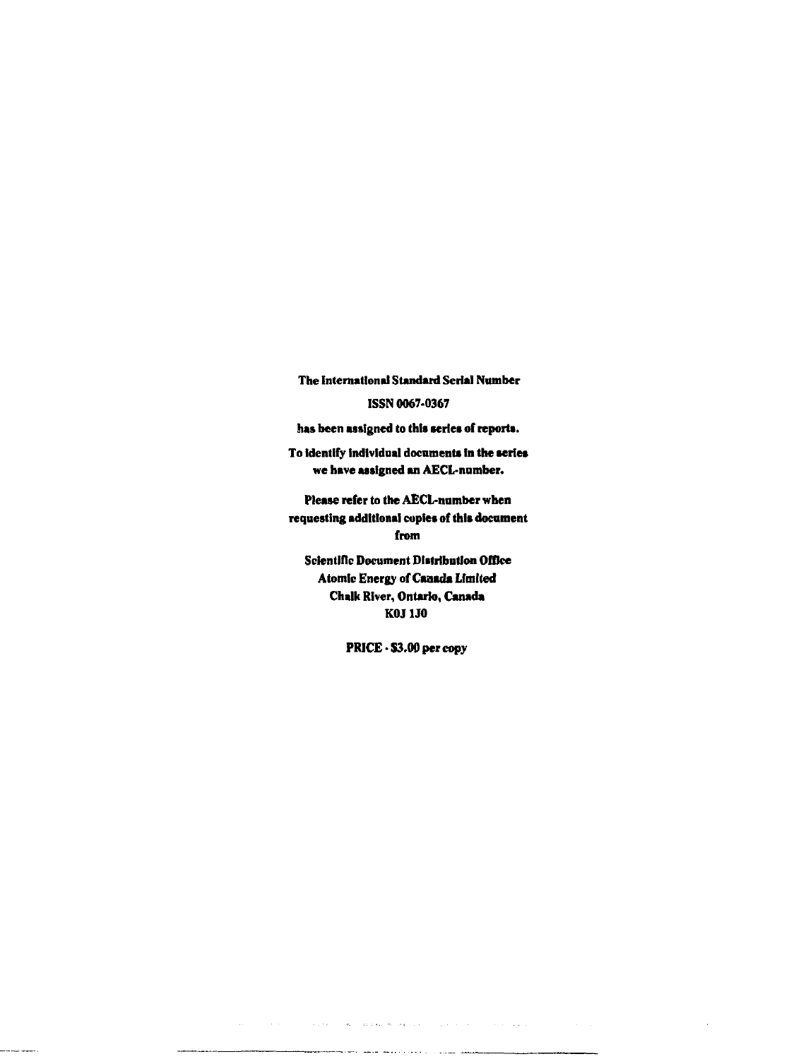The International Standard Serial Number

ISSN 0067-0367

has been assigned to this series of reports.

To identify individual documents in the series we have assigned an AECL-number.

Please refer to the AECL-number when requesting additional copies of this document from

Scientific Document Distribution Office
Atomic Energy of Canada Limited
Chalk River, Ontario, Canada
K0J 1J0

PRICE - $3.00 per copy